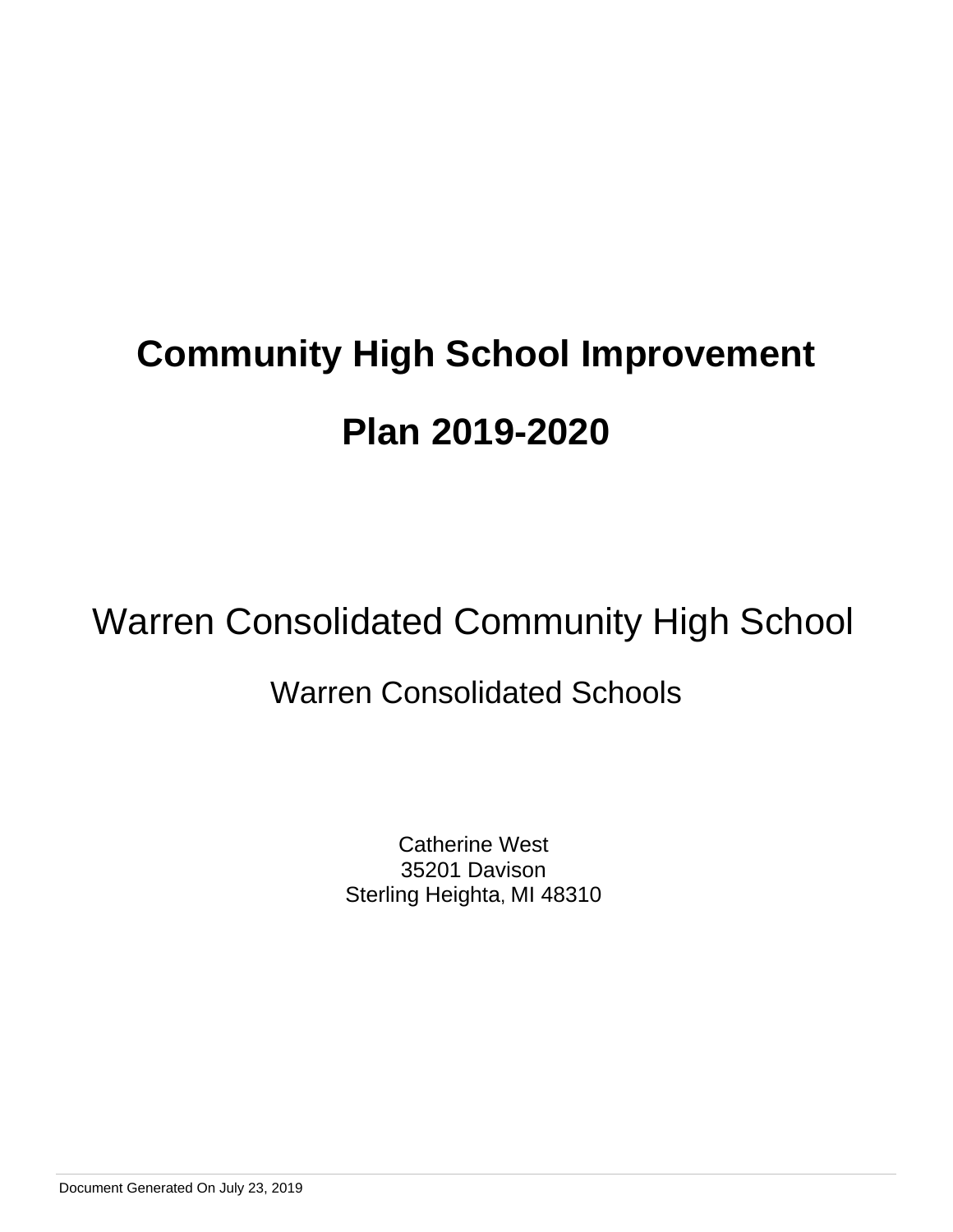# Community High School Improvement Plan 2019-2020

## Warren Consolidated Community High School

### Warren Consolidated Schools

Catherine West
35201 Davison
Sterling Heighta, MI 48310

Document Generated On July 23, 2019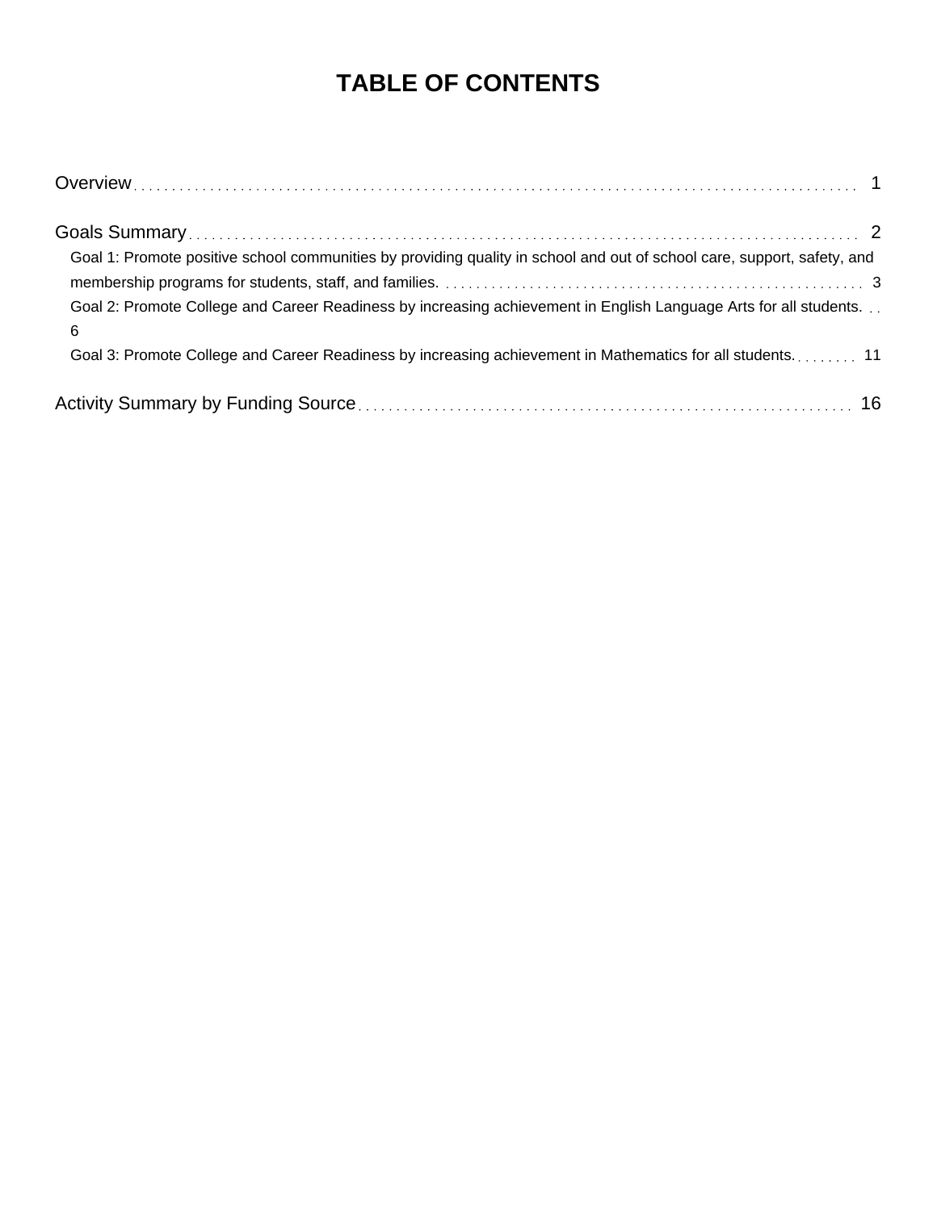# TABLE OF CONTENTS

Overview . . . . . . . . . . 1

Goals Summary . . . . . . . . . . 2

- Goal 1: Promote positive school communities by providing quality in school and out of school care, support, safety, and membership programs for students, staff, and families. . . . . . . . . . . 3
- Goal 2: Promote College and Career Readiness by increasing achievement in English Language Arts for all students. . . 6
- Goal 3: Promote College and Career Readiness by increasing achievement in Mathematics for all students. . . . . . . . . 11

Activity Summary by Funding Source . . . . . . . . . . 16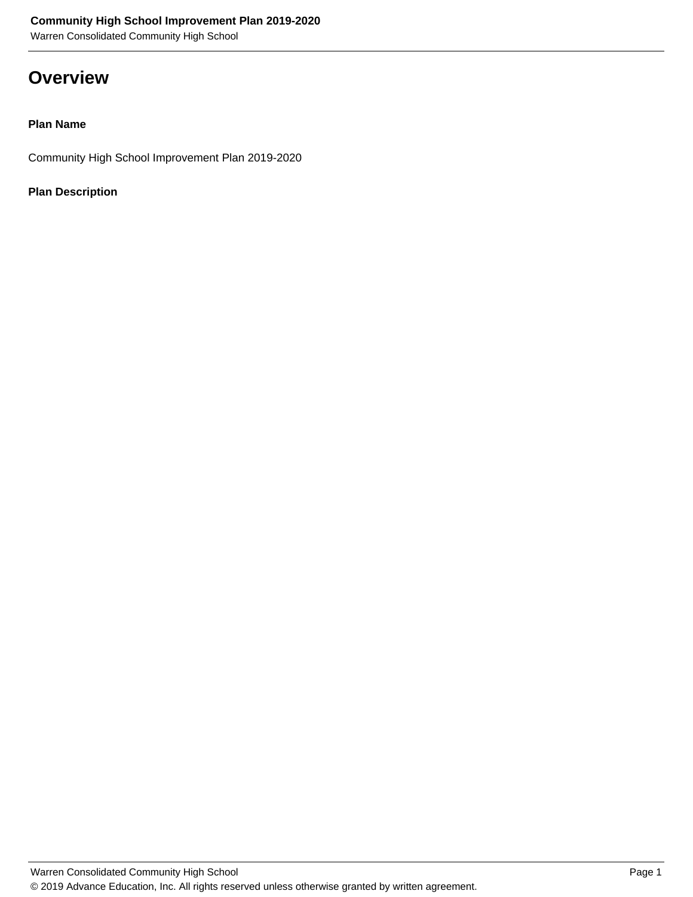# Overview

**Plan Name**

Community High School Improvement Plan 2019-2020

**Plan Description**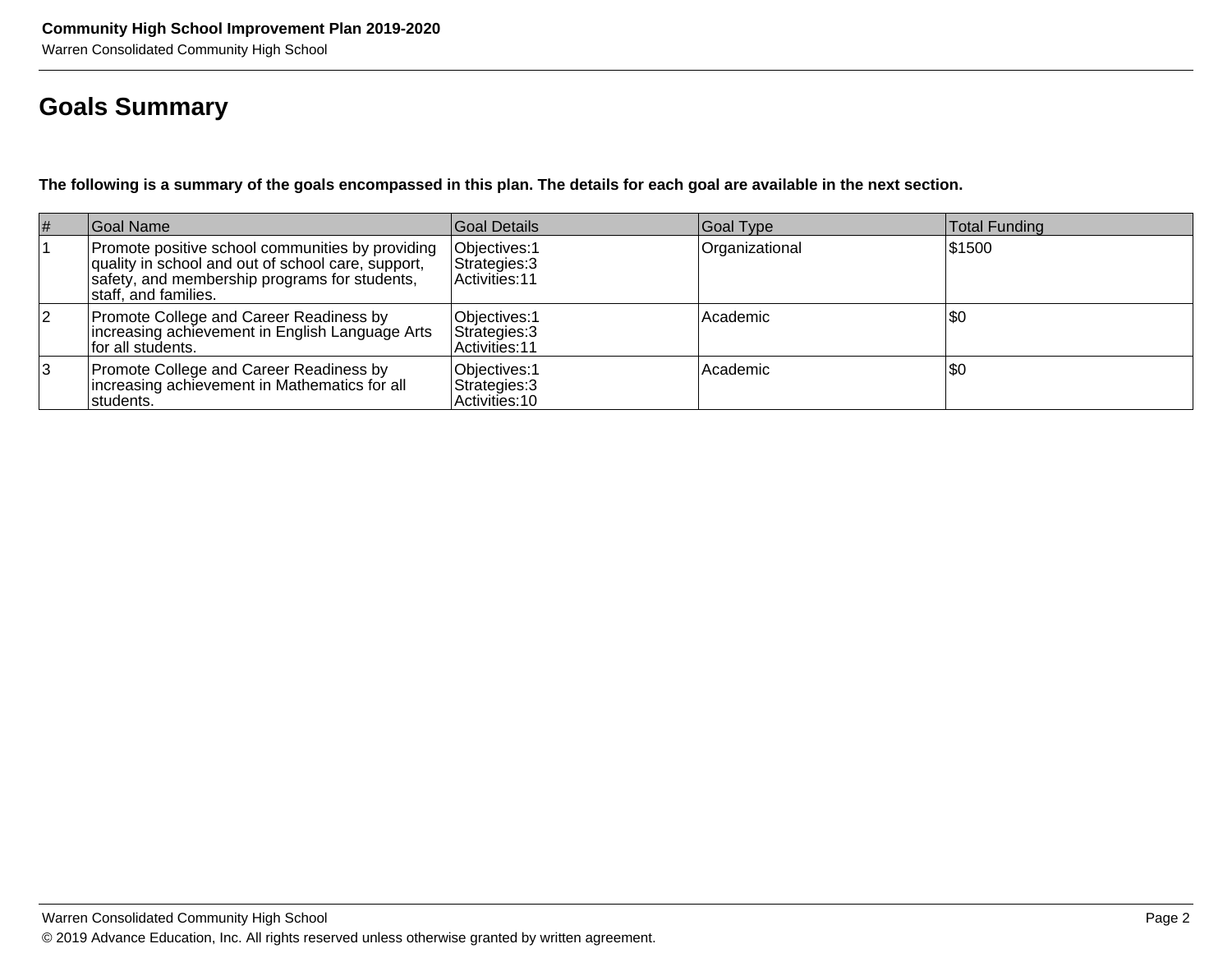## Goals Summary

**The following is a summary of the goals encompassed in this plan. The details for each goal are available in the next section.**

| # | Goal Name | Goal Details | Goal Type | Total Funding |
|---|---|---|---|---|
| 1 | Promote positive school communities by providing quality in school and out of school care, support, safety, and membership programs for students, staff, and families. | Objectives:1<br>Strategies:3<br>Activities:11 | Organizational | $1500 |
| 2 | Promote College and Career Readiness by increasing achievement in English Language Arts for all students. | Objectives:1<br>Strategies:3<br>Activities:11 | Academic | $0 |
| 3 | Promote College and Career Readiness by increasing achievement in Mathematics for all students. | Objectives:1<br>Strategies:3<br>Activities:10 | Academic | $0 |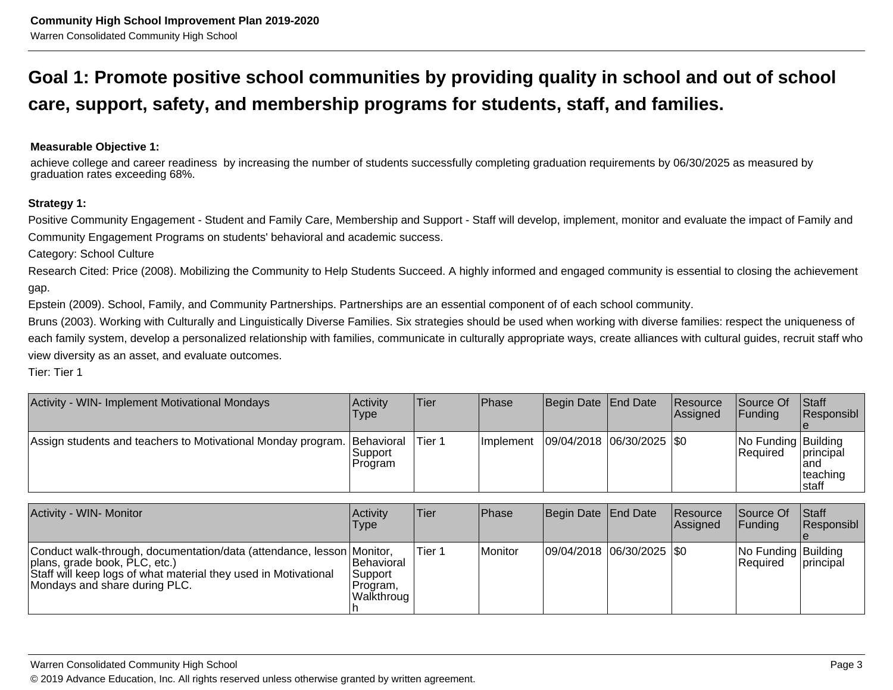# Goal 1: Promote positive school communities by providing quality in school and out of school care, support, safety, and membership programs for students, staff, and families.

**Measurable Objective 1:**

achieve college and career readiness by increasing the number of students successfully completing graduation requirements by 06/30/2025 as measured by graduation rates exceeding 68%.

**Strategy 1:**

Positive Community Engagement - Student and Family Care, Membership and Support - Staff will develop, implement, monitor and evaluate the impact of Family and Community Engagement Programs on students' behavioral and academic success.

Category: School Culture

Research Cited: Price (2008). Mobilizing the Community to Help Students Succeed. A highly informed and engaged community is essential to closing the achievement gap.

Epstein (2009). School, Family, and Community Partnerships. Partnerships are an essential component of of each school community.

Bruns (2003). Working with Culturally and Linguistically Diverse Families. Six strategies should be used when working with diverse families: respect the uniqueness of each family system, develop a personalized relationship with families, communicate in culturally appropriate ways, create alliances with cultural guides, recruit staff who view diversity as an asset, and evaluate outcomes.

Tier: Tier 1

| Activity - WIN- Implement Motivational Mondays | Activity Type | Tier | Phase | Begin Date | End Date | Resource Assigned | Source Of Funding | Staff Responsible |
|---|---|---|---|---|---|---|---|---|
| Assign students and teachers to Motivational Monday program. | Behavioral Support Program | Tier 1 | Implement | 09/04/2018 | 06/30/2025 | $0 | No Funding Required | Building principal and teaching staff |

| Activity - WIN- Monitor | Activity Type | Tier | Phase | Begin Date | End Date | Resource Assigned | Source Of Funding | Staff Responsible |
|---|---|---|---|---|---|---|---|---|
| Conduct walk-through, documentation/data (attendance, lesson plans, grade book, PLC, etc.)<br>Staff will keep logs of what material they used in Motivational Mondays and share during PLC. | Monitor, Behavioral Support Program, Walkthrough | Tier 1 | Monitor | 09/04/2018 | 06/30/2025 | $0 | No Funding Required | Building principal |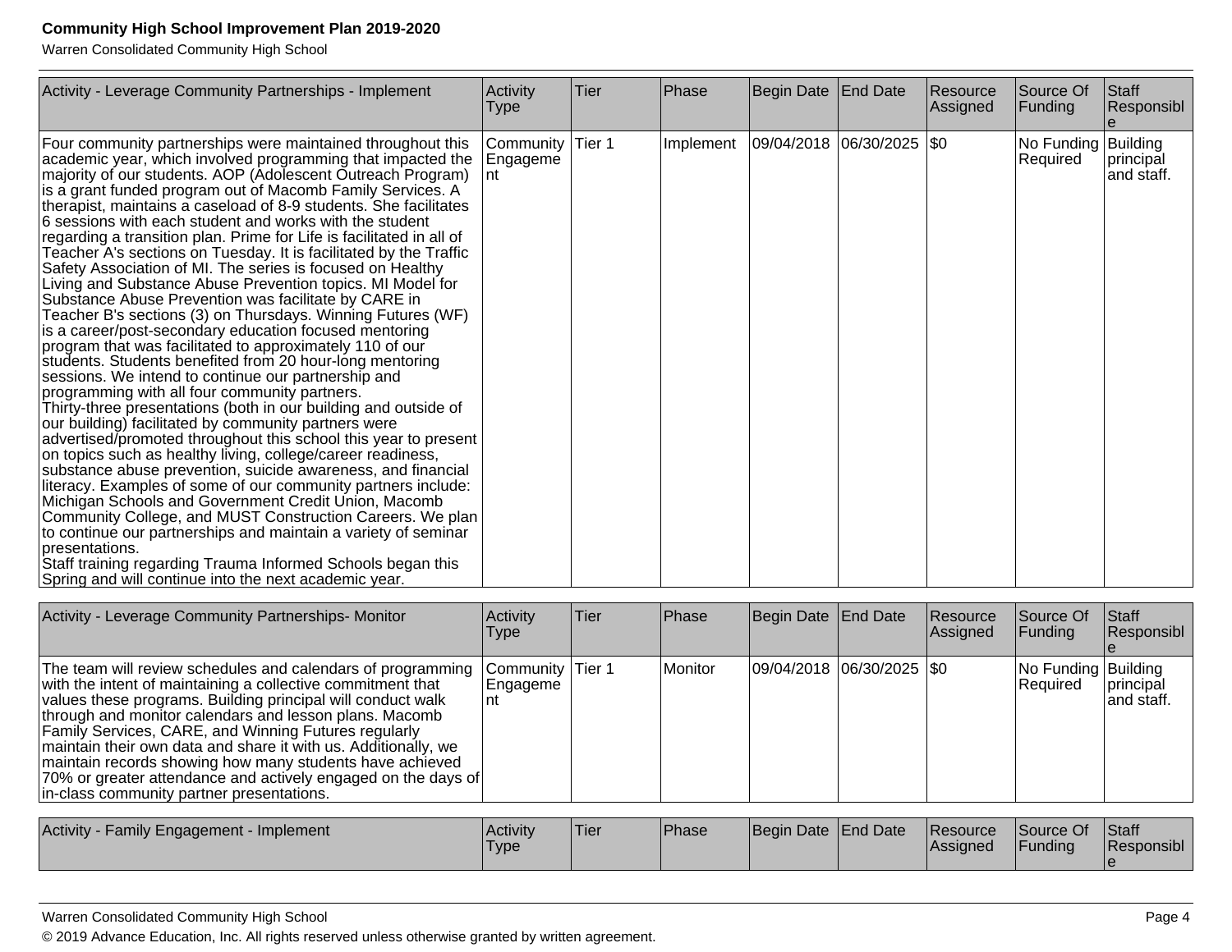| Activity - Leverage Community Partnerships - Implement | Activity Type | Tier | Phase | Begin Date | End Date | Resource Assigned | Source Of Funding | Staff Responsible |
|---|---|---|---|---|---|---|---|---|
| Four community partnerships were maintained throughout this academic year, which involved programming that impacted the majority of our students. AOP (Adolescent Outreach Program) is a grant funded program out of Macomb Family Services. A therapist, maintains a caseload of 8-9 students. She facilitates 6 sessions with each student and works with the student regarding a transition plan. Prime for Life is facilitated in all of Teacher A's sections on Tuesday. It is facilitated by the Traffic Safety Association of MI. The series is focused on Healthy Living and Substance Abuse Prevention topics. MI Model for Substance Abuse Prevention was facilitate by CARE in Teacher B's sections (3) on Thursdays. Winning Futures (WF) is a career/post-secondary education focused mentoring program that was facilitated to approximately 110 of our students. Students benefited from 20 hour-long mentoring sessions. We intend to continue our partnership and programming with all four community partners.<br>Thirty-three presentations (both in our building and outside of our building) facilitated by community partners were advertised/promoted throughout this school this year to present on topics such as healthy living, college/career readiness, substance abuse prevention, suicide awareness, and financial literacy. Examples of some of our community partners include: Michigan Schools and Government Credit Union, Macomb Community College, and MUST Construction Careers. We plan to continue our partnerships and maintain a variety of seminar presentations.<br>Staff training regarding Trauma Informed Schools began this Spring and will continue into the next academic year. | Community Engagement | Tier 1 | Implement | 09/04/2018 | 06/30/2025 | $0 | No Funding Required | Building principal and staff. |

| Activity - Leverage Community Partnerships- Monitor | Activity Type | Tier | Phase | Begin Date | End Date | Resource Assigned | Source Of Funding | Staff Responsible |
|---|---|---|---|---|---|---|---|---|
| The team will review schedules and calendars of programming with the intent of maintaining a collective commitment that values these programs. Building principal will conduct walk through and monitor calendars and lesson plans. Macomb Family Services, CARE, and Winning Futures regularly maintain their own data and share it with us. Additionally, we maintain records showing how many students have achieved 70% or greater attendance and actively engaged on the days of in-class community partner presentations. | Community Engagement | Tier 1 | Monitor | 09/04/2018 | 06/30/2025 | $0 | No Funding Required | Building principal and staff. |

| Activity - Family Engagement - Implement | Activity Type | Tier | Phase | Begin Date | End Date | Resource Assigned | Source Of Funding | Staff Responsible |
|---|---|---|---|---|---|---|---|---|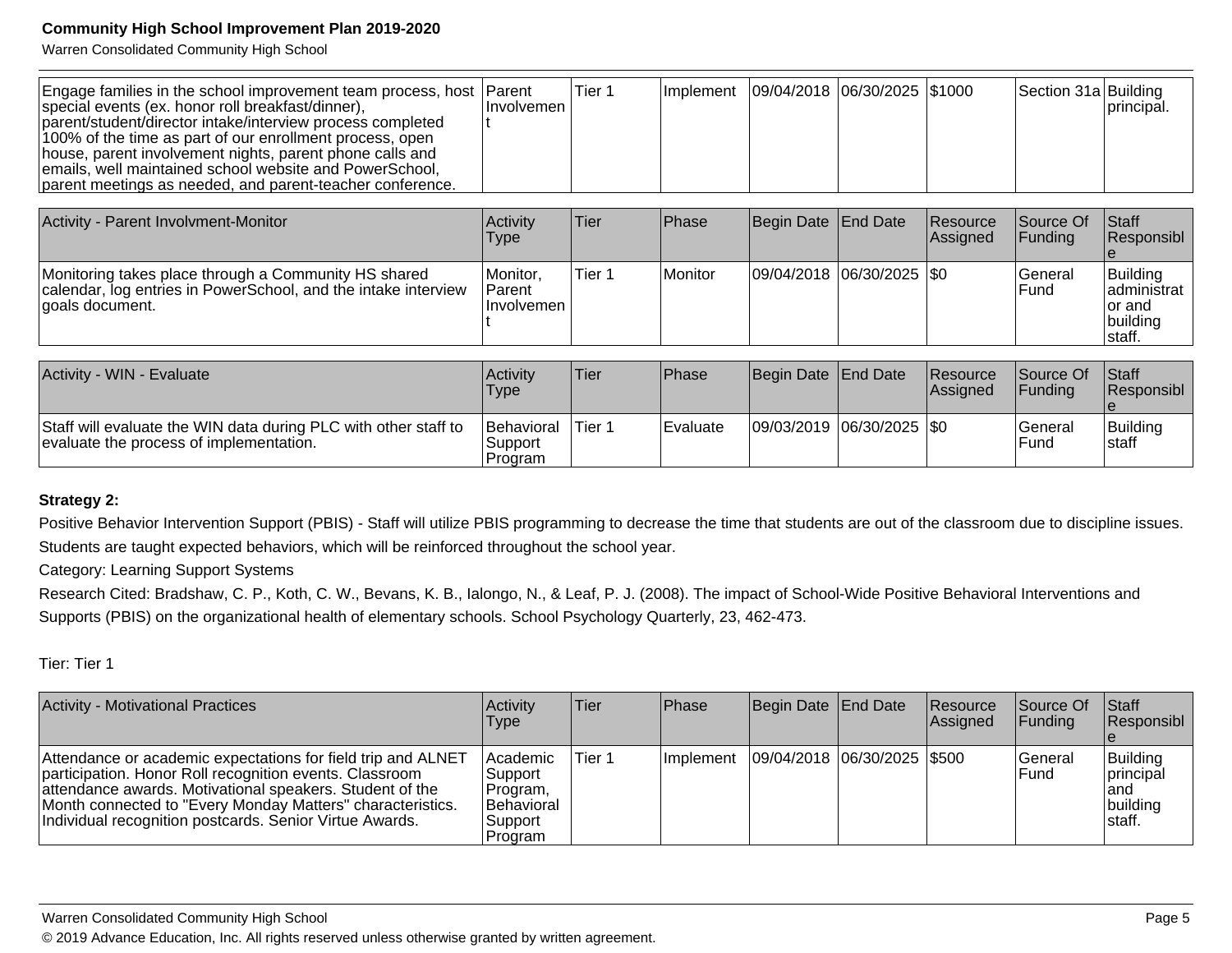| | | | | | | | | |
|---|---|---|---|---|---|---|---|---|
| Engage families in the school improvement team process, host special events (ex. honor roll breakfast/dinner), parent/student/director intake/interview process completed 100% of the time as part of our enrollment process, open house, parent involvement nights, parent phone calls and emails, well maintained school website and PowerSchool, parent meetings as needed, and parent-teacher conference. | Parent Involvement | Tier 1 | Implement | 09/04/2018 | 06/30/2025 | $1000 | Section 31a | Building principal. |

| Activity - Parent Involvment-Monitor | Activity Type | Tier | Phase | Begin Date | End Date | Resource Assigned | Source Of Funding | Staff Responsible |
|---|---|---|---|---|---|---|---|---|
| Monitoring takes place through a Community HS shared calendar, log entries in PowerSchool, and the intake interview goals document. | Monitor, Parent Involvement | Tier 1 | Monitor | 09/04/2018 | 06/30/2025 | $0 | General Fund | Building administrator and building staff. |

| Activity - WIN - Evaluate | Activity Type | Tier | Phase | Begin Date | End Date | Resource Assigned | Source Of Funding | Staff Responsible |
|---|---|---|---|---|---|---|---|---|
| Staff will evaluate the WIN data during PLC with other staff to evaluate the process of implementation. | Behavioral Support Program | Tier 1 | Evaluate | 09/03/2019 | 06/30/2025 | $0 | General Fund | Building staff |

**Strategy 2:**

Positive Behavior Intervention Support (PBIS) - Staff will utilize PBIS programming to decrease the time that students are out of the classroom due to discipline issues. Students are taught expected behaviors, which will be reinforced throughout the school year.

Category: Learning Support Systems

Research Cited: Bradshaw, C. P., Koth, C. W., Bevans, K. B., Ialongo, N., & Leaf, P. J. (2008). The impact of School-Wide Positive Behavioral Interventions and Supports (PBIS) on the organizational health of elementary schools. School Psychology Quarterly, 23, 462-473.

Tier: Tier 1

| Activity - Motivational Practices | Activity Type | Tier | Phase | Begin Date | End Date | Resource Assigned | Source Of Funding | Staff Responsible |
|---|---|---|---|---|---|---|---|---|
| Attendance or academic expectations for field trip and ALNET participation. Honor Roll recognition events. Classroom attendance awards. Motivational speakers. Student of the Month connected to "Every Monday Matters" characteristics. Individual recognition postcards. Senior Virtue Awards. | Academic Support Program, Behavioral Support Program | Tier 1 | Implement | 09/04/2018 | 06/30/2025 | $500 | General Fund | Building principal and building staff. |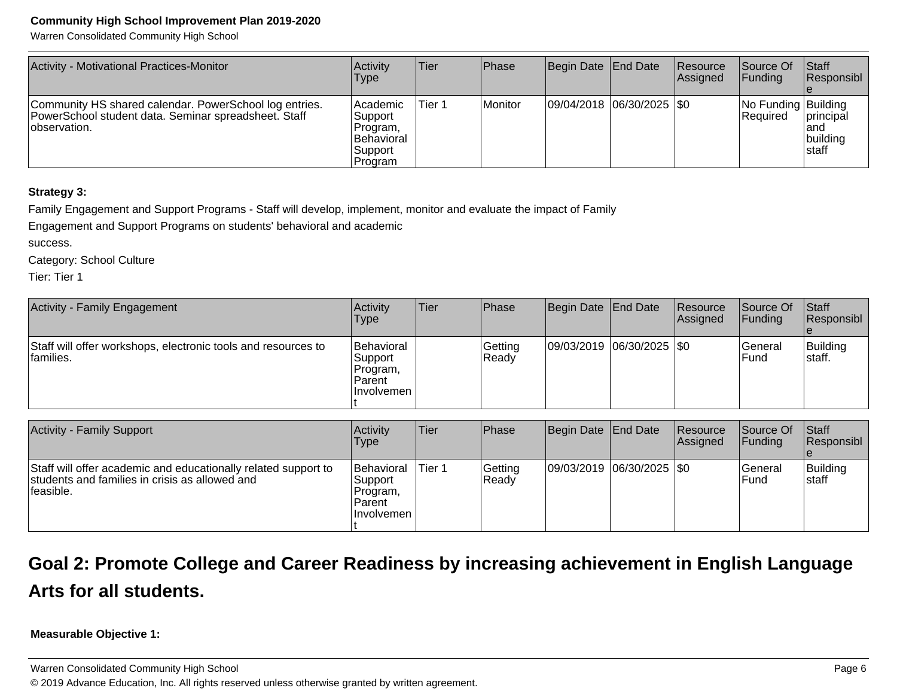| Activity - Motivational Practices-Monitor | Activity Type | Tier | Phase | Begin Date | End Date | Resource Assigned | Source Of Funding | Staff Responsible |
|---|---|---|---|---|---|---|---|---|
| Community HS shared calendar. PowerSchool log entries. PowerSchool student data. Seminar spreadsheet. Staff observation. | Academic Support Program, Behavioral Support Program | Tier 1 | Monitor | 09/04/2018 | 06/30/2025 | $0 | No Funding Required | Building principal and building staff |

**Strategy 3:**

Family Engagement and Support Programs - Staff will develop, implement, monitor and evaluate the impact of Family Engagement and Support Programs on students' behavioral and academic success.

Category: School Culture

Tier: Tier 1

| Activity - Family Engagement | Activity Type | Tier | Phase | Begin Date | End Date | Resource Assigned | Source Of Funding | Staff Responsible |
|---|---|---|---|---|---|---|---|---|
| Staff will offer workshops, electronic tools and resources to families. | Behavioral Support Program, Parent Involvement | | Getting Ready | 09/03/2019 | 06/30/2025 | $0 | General Fund | Building staff. |

| Activity - Family Support | Activity Type | Tier | Phase | Begin Date | End Date | Resource Assigned | Source Of Funding | Staff Responsible |
|---|---|---|---|---|---|---|---|---|
| Staff will offer academic and educationally related support to students and families in crisis as allowed and feasible. | Behavioral Support Program, Parent Involvement | Tier 1 | Getting Ready | 09/03/2019 | 06/30/2025 | $0 | General Fund | Building staff |

## Goal 2: Promote College and Career Readiness by increasing achievement in English Language Arts for all students.

**Measurable Objective 1:**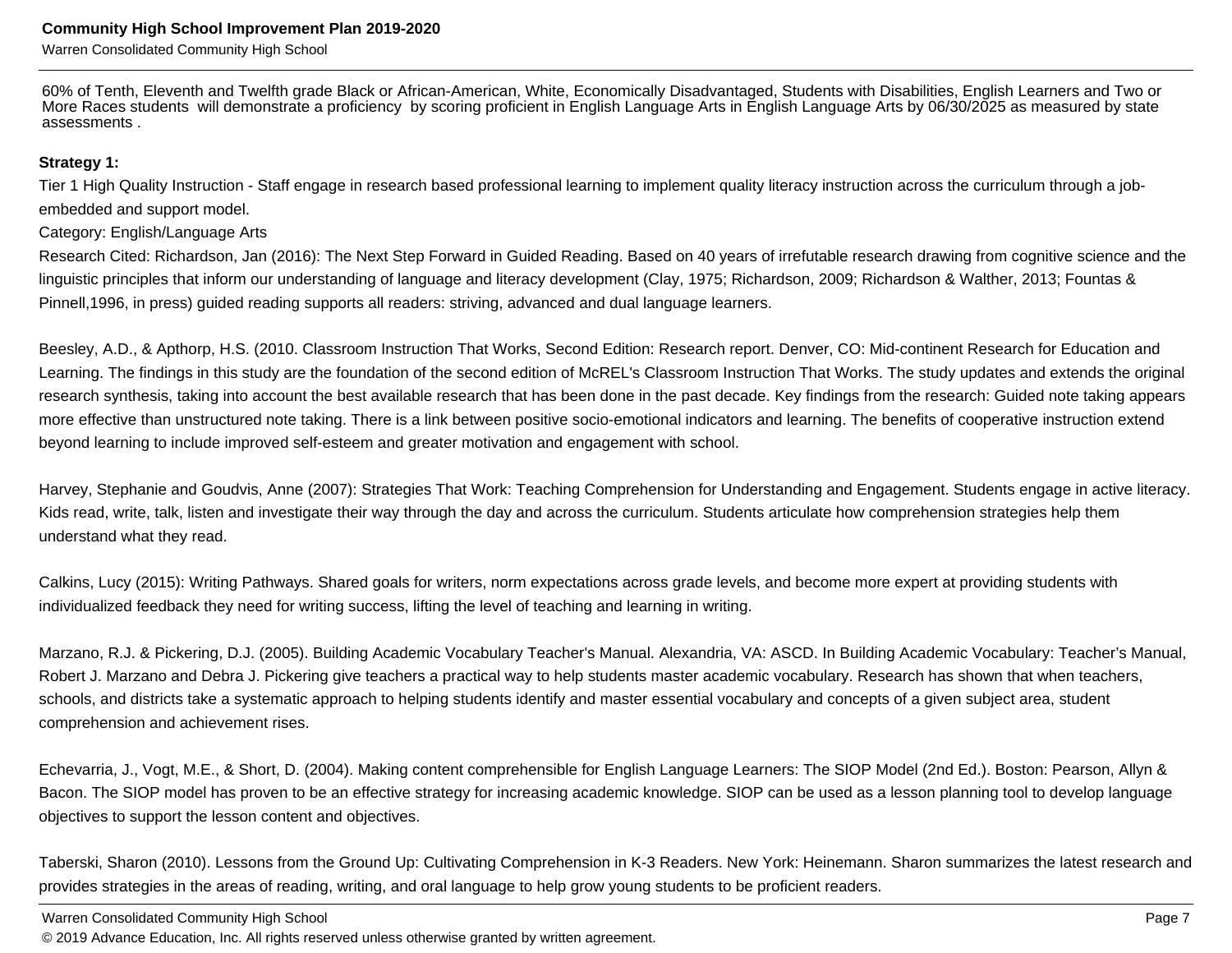60% of Tenth, Eleventh and Twelfth grade Black or African-American, White, Economically Disadvantaged, Students with Disabilities, English Learners and Two or More Races students will demonstrate a proficiency by scoring proficient in English Language Arts in English Language Arts by 06/30/2025 as measured by state assessments .

**Strategy 1:**

Tier 1 High Quality Instruction - Staff engage in research based professional learning to implement quality literacy instruction across the curriculum through a job-embedded and support model.

Category: English/Language Arts

Research Cited: Richardson, Jan (2016): The Next Step Forward in Guided Reading. Based on 40 years of irrefutable research drawing from cognitive science and the linguistic principles that inform our understanding of language and literacy development (Clay, 1975; Richardson, 2009; Richardson & Walther, 2013; Fountas & Pinnell,1996, in press) guided reading supports all readers: striving, advanced and dual language learners.

Beesley, A.D., & Apthorp, H.S. (2010. Classroom Instruction That Works, Second Edition: Research report. Denver, CO: Mid-continent Research for Education and Learning. The findings in this study are the foundation of the second edition of McREL's Classroom Instruction That Works. The study updates and extends the original research synthesis, taking into account the best available research that has been done in the past decade. Key findings from the research: Guided note taking appears more effective than unstructured note taking. There is a link between positive socio-emotional indicators and learning. The benefits of cooperative instruction extend beyond learning to include improved self-esteem and greater motivation and engagement with school.

Harvey, Stephanie and Goudvis, Anne (2007): Strategies That Work: Teaching Comprehension for Understanding and Engagement. Students engage in active literacy. Kids read, write, talk, listen and investigate their way through the day and across the curriculum. Students articulate how comprehension strategies help them understand what they read.

Calkins, Lucy (2015): Writing Pathways. Shared goals for writers, norm expectations across grade levels, and become more expert at providing students with individualized feedback they need for writing success, lifting the level of teaching and learning in writing.

Marzano, R.J. & Pickering, D.J. (2005). Building Academic Vocabulary Teacher's Manual. Alexandria, VA: ASCD. In Building Academic Vocabulary: Teacher's Manual, Robert J. Marzano and Debra J. Pickering give teachers a practical way to help students master academic vocabulary. Research has shown that when teachers, schools, and districts take a systematic approach to helping students identify and master essential vocabulary and concepts of a given subject area, student comprehension and achievement rises.

Echevarria, J., Vogt, M.E., & Short, D. (2004). Making content comprehensible for English Language Learners: The SIOP Model (2nd Ed.). Boston: Pearson, Allyn & Bacon. The SIOP model has proven to be an effective strategy for increasing academic knowledge. SIOP can be used as a lesson planning tool to develop language objectives to support the lesson content and objectives.

Taberski, Sharon (2010). Lessons from the Ground Up: Cultivating Comprehension in K-3 Readers. New York: Heinemann. Sharon summarizes the latest research and provides strategies in the areas of reading, writing, and oral language to help grow young students to be proficient readers.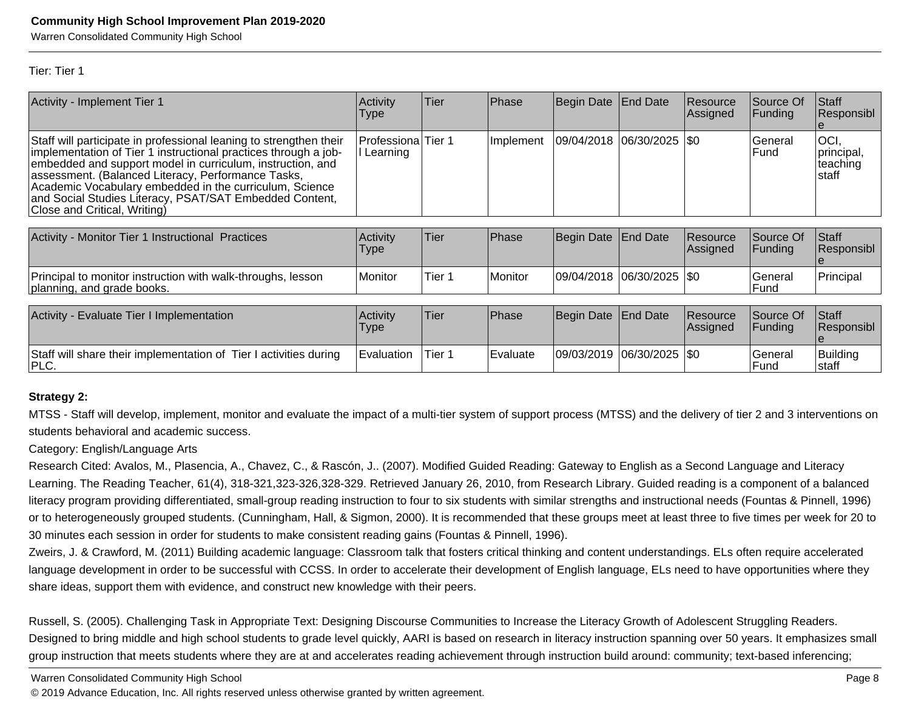Tier: Tier 1

| Activity - Implement Tier 1 | Activity Type | Tier | Phase | Begin Date | End Date | Resource Assigned | Source Of Funding | Staff Responsible |
|---|---|---|---|---|---|---|---|---|
| Staff will participate in professional leaning to strengthen their implementation of Tier 1 instructional practices through a job-embedded and support model in curriculum, instruction, and assessment. (Balanced Literacy, Performance Tasks, Academic Vocabulary embedded in the curriculum, Science and Social Studies Literacy, PSAT/SAT Embedded Content, Close and Critical, Writing) | Professional Learning | Tier 1 | Implement | 09/04/2018 | 06/30/2025 | $0 | General Fund | OCI, principal, teaching staff |

| Activity - Monitor Tier 1 Instructional Practices | Activity Type | Tier | Phase | Begin Date | End Date | Resource Assigned | Source Of Funding | Staff Responsible |
|---|---|---|---|---|---|---|---|---|
| Principal to monitor instruction with walk-throughs, lesson planning, and grade books. | Monitor | Tier 1 | Monitor | 09/04/2018 | 06/30/2025 | $0 | General Fund | Principal |

| Activity - Evaluate Tier I Implementation | Activity Type | Tier | Phase | Begin Date | End Date | Resource Assigned | Source Of Funding | Staff Responsible |
|---|---|---|---|---|---|---|---|---|
| Staff will share their implementation of Tier I activities during PLC. | Evaluation | Tier 1 | Evaluate | 09/03/2019 | 06/30/2025 | $0 | General Fund | Building staff |

**Strategy 2:**

MTSS - Staff will develop, implement, monitor and evaluate the impact of a multi-tier system of support process (MTSS) and the delivery of tier 2 and 3 interventions on students behavioral and academic success.

Category: English/Language Arts

Research Cited: Avalos, M., Plasencia, A., Chavez, C., & Rascón, J.. (2007). Modified Guided Reading: Gateway to English as a Second Language and Literacy Learning. The Reading Teacher, 61(4), 318-321,323-326,328-329. Retrieved January 26, 2010, from Research Library. Guided reading is a component of a balanced literacy program providing differentiated, small-group reading instruction to four to six students with similar strengths and instructional needs (Fountas & Pinnell, 1996) or to heterogeneously grouped students. (Cunningham, Hall, & Sigmon, 2000). It is recommended that these groups meet at least three to five times per week for 20 to 30 minutes each session in order for students to make consistent reading gains (Fountas & Pinnell, 1996).

Zweirs, J. & Crawford, M. (2011) Building academic language: Classroom talk that fosters critical thinking and content understandings. ELs often require accelerated language development in order to be successful with CCSS. In order to accelerate their development of English language, ELs need to have opportunities where they share ideas, support them with evidence, and construct new knowledge with their peers.

Russell, S. (2005). Challenging Task in Appropriate Text: Designing Discourse Communities to Increase the Literacy Growth of Adolescent Struggling Readers. Designed to bring middle and high school students to grade level quickly, AARI is based on research in literacy instruction spanning over 50 years. It emphasizes small group instruction that meets students where they are at and accelerates reading achievement through instruction build around: community; text-based inferencing;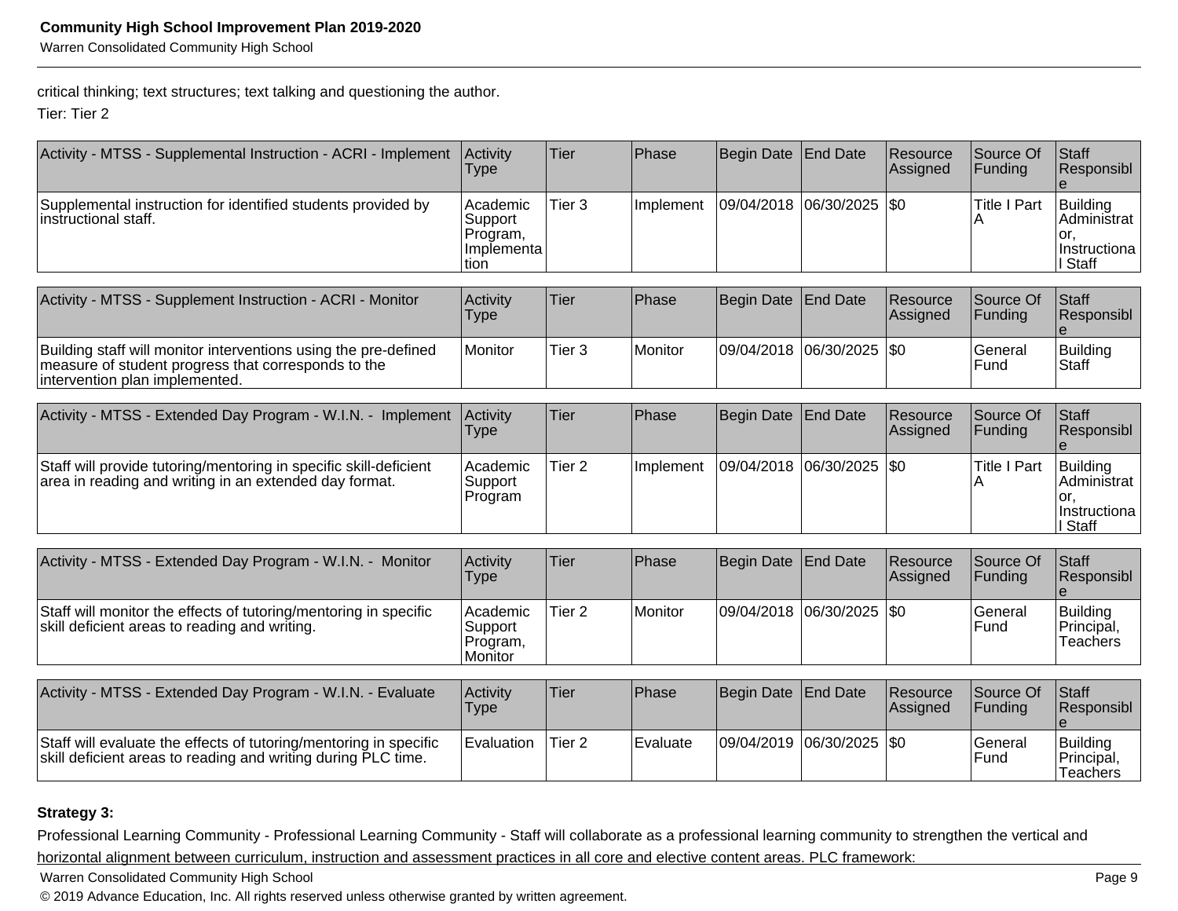critical thinking; text structures; text talking and questioning the author.

Tier: Tier 2

| Activity - MTSS - Supplemental Instruction - ACRI - Implement | Activity Type | Tier | Phase | Begin Date | End Date | Resource Assigned | Source Of Funding | Staff Responsible |
|---|---|---|---|---|---|---|---|---|
| Supplemental instruction for identified students provided by instructional staff. | Academic Support Program, Implementation | Tier 3 | Implement | 09/04/2018 | 06/30/2025 | $0 | Title I Part A | Building Administrator, Instructional Staff |

| Activity - MTSS - Supplement Instruction - ACRI - Monitor | Activity Type | Tier | Phase | Begin Date | End Date | Resource Assigned | Source Of Funding | Staff Responsible |
|---|---|---|---|---|---|---|---|---|
| Building staff will monitor interventions using the pre-defined measure of student progress that corresponds to the intervention plan implemented. | Monitor | Tier 3 | Monitor | 09/04/2018 | 06/30/2025 | $0 | General Fund | Building Staff |

| Activity - MTSS - Extended Day Program - W.I.N. - Implement | Activity Type | Tier | Phase | Begin Date | End Date | Resource Assigned | Source Of Funding | Staff Responsible |
|---|---|---|---|---|---|---|---|---|
| Staff will provide tutoring/mentoring in specific skill-deficient area in reading and writing in an extended day format. | Academic Support Program | Tier 2 | Implement | 09/04/2018 | 06/30/2025 | $0 | Title I Part A | Building Administrator, Instructional Staff |

| Activity - MTSS - Extended Day Program - W.I.N. - Monitor | Activity Type | Tier | Phase | Begin Date | End Date | Resource Assigned | Source Of Funding | Staff Responsible |
|---|---|---|---|---|---|---|---|---|
| Staff will monitor the effects of tutoring/mentoring in specific skill deficient areas to reading and writing. | Academic Support Program, Monitor | Tier 2 | Monitor | 09/04/2018 | 06/30/2025 | $0 | General Fund | Building Principal, Teachers |

| Activity - MTSS - Extended Day Program - W.I.N. - Evaluate | Activity Type | Tier | Phase | Begin Date | End Date | Resource Assigned | Source Of Funding | Staff Responsible |
|---|---|---|---|---|---|---|---|---|
| Staff will evaluate the effects of tutoring/mentoring in specific skill deficient areas to reading and writing during PLC time. | Evaluation | Tier 2 | Evaluate | 09/04/2019 | 06/30/2025 | $0 | General Fund | Building Principal, Teachers |

**Strategy 3:**

Professional Learning Community - Professional Learning Community - Staff will collaborate as a professional learning community to strengthen the vertical and horizontal alignment between curriculum, instruction and assessment practices in all core and elective content areas. PLC framework: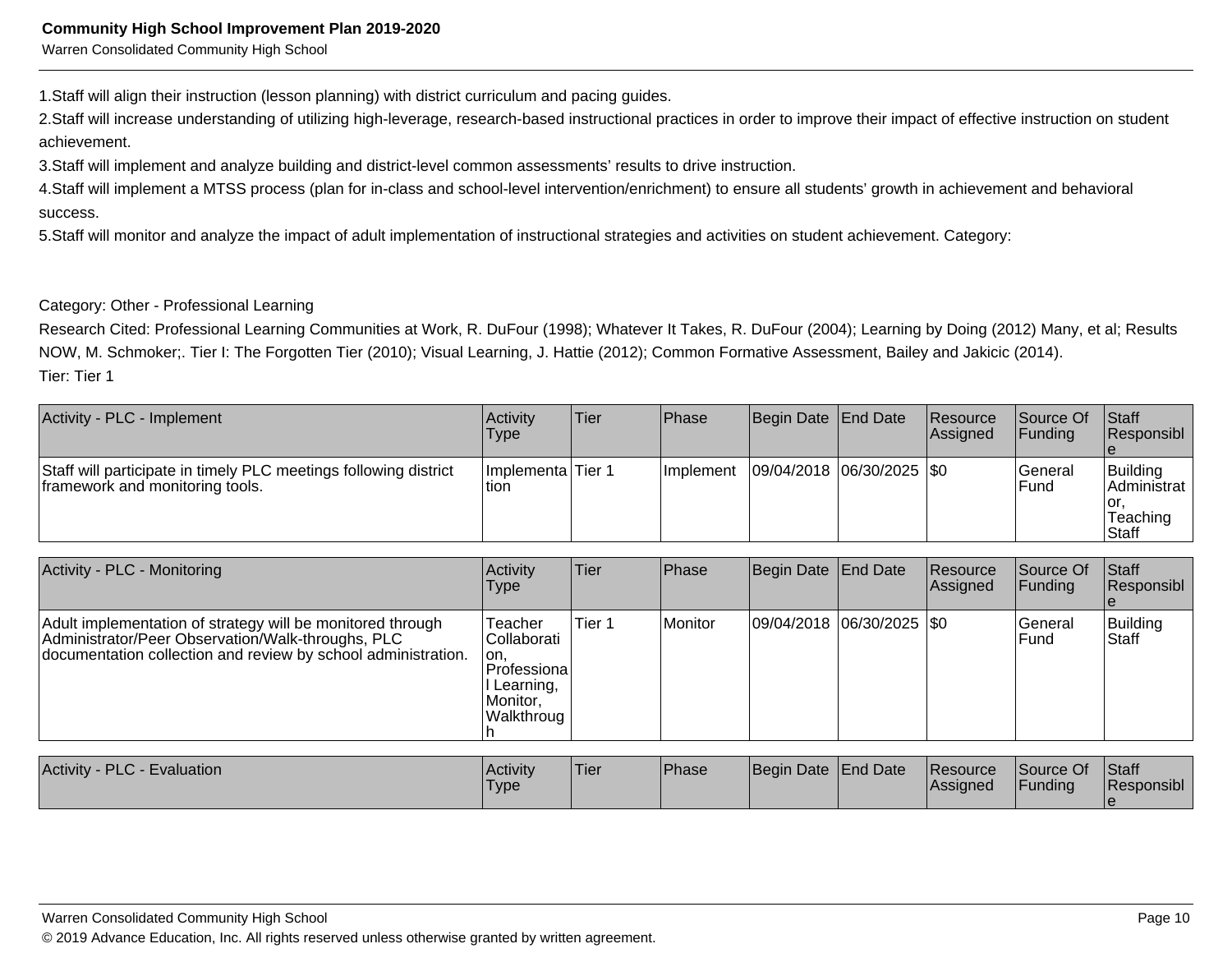1.Staff will align their instruction (lesson planning) with district curriculum and pacing guides.

2.Staff will increase understanding of utilizing high-leverage, research-based instructional practices in order to improve their impact of effective instruction on student achievement.

3.Staff will implement and analyze building and district-level common assessments' results to drive instruction.

4.Staff will implement a MTSS process (plan for in-class and school-level intervention/enrichment) to ensure all students' growth in achievement and behavioral success.

5.Staff will monitor and analyze the impact of adult implementation of instructional strategies and activities on student achievement. Category:

Category: Other - Professional Learning

Research Cited: Professional Learning Communities at Work, R. DuFour (1998); Whatever It Takes, R. DuFour (2004); Learning by Doing (2012) Many, et al; Results NOW, M. Schmoker;. Tier I: The Forgotten Tier (2010); Visual Learning, J. Hattie (2012); Common Formative Assessment, Bailey and Jakicic (2014).

Tier: Tier 1

| Activity - PLC - Implement | Activity Type | Tier | Phase | Begin Date | End Date | Resource Assigned | Source Of Funding | Staff Responsible |
|---|---|---|---|---|---|---|---|---|
| Staff will participate in timely PLC meetings following district framework and monitoring tools. | Implementation | Tier 1 | Implement | 09/04/2018 | 06/30/2025 | $0 | General Fund | Building Administrator, Teaching Staff |

| Activity - PLC - Monitoring | Activity Type | Tier | Phase | Begin Date | End Date | Resource Assigned | Source Of Funding | Staff Responsible |
|---|---|---|---|---|---|---|---|---|
| Adult implementation of strategy will be monitored through Administrator/Peer Observation/Walk-throughs, PLC documentation collection and review by school administration. | Teacher Collaboration, Professional Learning, Monitor, Walkthrough | Tier 1 | Monitor | 09/04/2018 | 06/30/2025 | $0 | General Fund | Building Staff |

| Activity - PLC - Evaluation | Activity Type | Tier | Phase | Begin Date | End Date | Resource Assigned | Source Of Funding | Staff Responsible |
|---|---|---|---|---|---|---|---|---|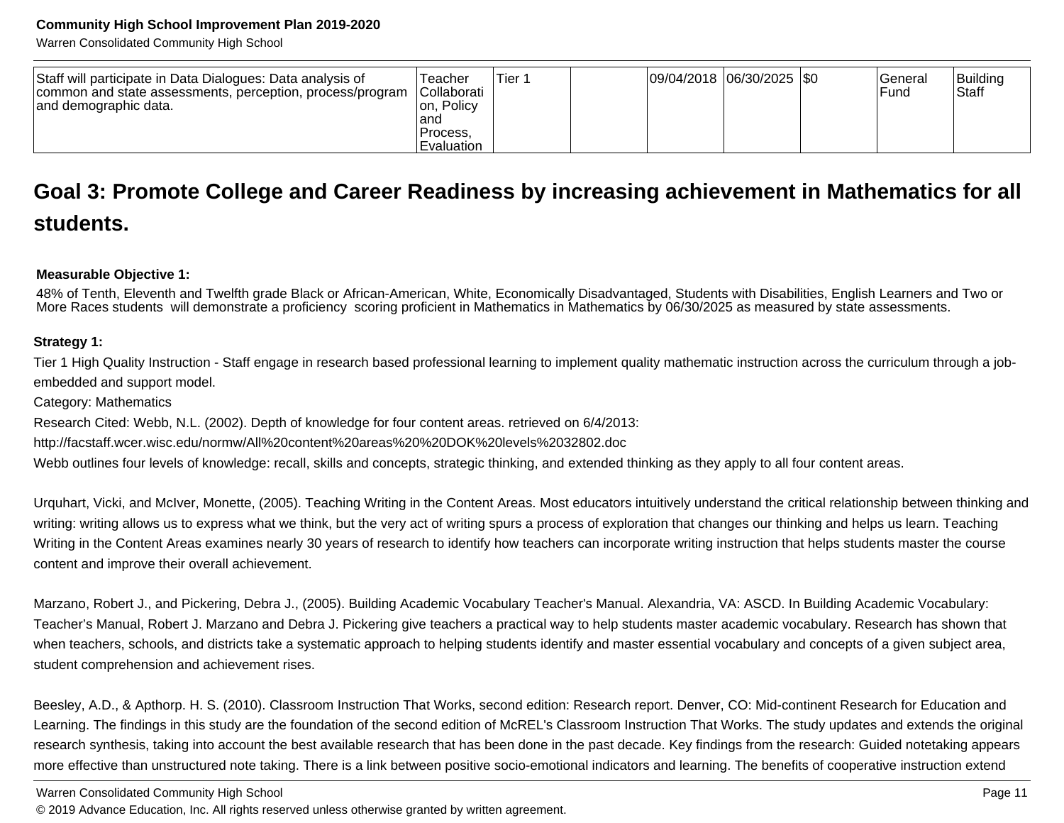| Staff will participate in Data Dialogues: Data analysis of common and state assessments, perception, process/program and demographic data. | Teacher Collaboration, Policy and Process, Evaluation | Tier 1 | | 09/04/2018 | 06/30/2025 | $0 | General Fund | Building Staff |
|---|---|---|---|---|---|---|---|---|

## Goal 3: Promote College and Career Readiness by increasing achievement in Mathematics for all students.

**Measurable Objective 1:**

48% of Tenth, Eleventh and Twelfth grade Black or African-American, White, Economically Disadvantaged, Students with Disabilities, English Learners and Two or More Races students will demonstrate a proficiency scoring proficient in Mathematics in Mathematics by 06/30/2025 as measured by state assessments.

**Strategy 1:**

Tier 1 High Quality Instruction - Staff engage in research based professional learning to implement quality mathematic instruction across the curriculum through a job-embedded and support model.

Category: Mathematics

Research Cited: Webb, N.L. (2002). Depth of knowledge for four content areas. retrieved on 6/4/2013:

http://facstaff.wcer.wisc.edu/normw/All%20content%20areas%20%20DOK%20levels%2032802.doc

Webb outlines four levels of knowledge: recall, skills and concepts, strategic thinking, and extended thinking as they apply to all four content areas.

Urquhart, Vicki, and McIver, Monette, (2005). Teaching Writing in the Content Areas. Most educators intuitively understand the critical relationship between thinking and writing: writing allows us to express what we think, but the very act of writing spurs a process of exploration that changes our thinking and helps us learn. Teaching Writing in the Content Areas examines nearly 30 years of research to identify how teachers can incorporate writing instruction that helps students master the course content and improve their overall achievement.

Marzano, Robert J., and Pickering, Debra J., (2005). Building Academic Vocabulary Teacher's Manual. Alexandria, VA: ASCD. In Building Academic Vocabulary: Teacher's Manual, Robert J. Marzano and Debra J. Pickering give teachers a practical way to help students master academic vocabulary. Research has shown that when teachers, schools, and districts take a systematic approach to helping students identify and master essential vocabulary and concepts of a given subject area, student comprehension and achievement rises.

Beesley, A.D., & Apthorp. H. S. (2010). Classroom Instruction That Works, second edition: Research report. Denver, CO: Mid-continent Research for Education and Learning. The findings in this study are the foundation of the second edition of McREL's Classroom Instruction That Works. The study updates and extends the original research synthesis, taking into account the best available research that has been done in the past decade. Key findings from the research: Guided notetaking appears more effective than unstructured note taking. There is a link between positive socio-emotional indicators and learning. The benefits of cooperative instruction extend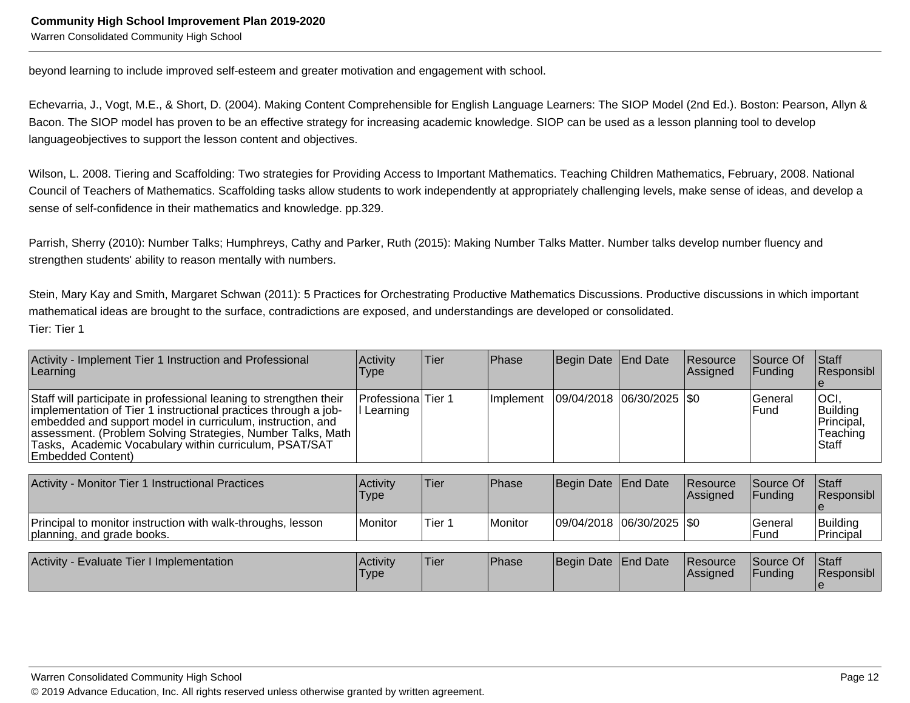beyond learning to include improved self-esteem and greater motivation and engagement with school.

Echevarria, J., Vogt, M.E., & Short, D. (2004). Making Content Comprehensible for English Language Learners: The SIOP Model (2nd Ed.). Boston: Pearson, Allyn & Bacon. The SIOP model has proven to be an effective strategy for increasing academic knowledge. SIOP can be used as a lesson planning tool to develop languageobjectives to support the lesson content and objectives.

Wilson, L. 2008. Tiering and Scaffolding: Two strategies for Providing Access to Important Mathematics. Teaching Children Mathematics, February, 2008. National Council of Teachers of Mathematics. Scaffolding tasks allow students to work independently at appropriately challenging levels, make sense of ideas, and develop a sense of self-confidence in their mathematics and knowledge. pp.329.

Parrish, Sherry (2010): Number Talks; Humphreys, Cathy and Parker, Ruth (2015): Making Number Talks Matter. Number talks develop number fluency and strengthen students' ability to reason mentally with numbers.

Stein, Mary Kay and Smith, Margaret Schwan (2011): 5 Practices for Orchestrating Productive Mathematics Discussions. Productive discussions in which important mathematical ideas are brought to the surface, contradictions are exposed, and understandings are developed or consolidated.
Tier: Tier 1

| Activity - Implement Tier 1 Instruction and Professional Learning | Activity Type | Tier | Phase | Begin Date | End Date | Resource Assigned | Source Of Funding | Staff Responsible |
|---|---|---|---|---|---|---|---|---|
| Staff will participate in professional leaning to strengthen their implementation of Tier 1 instructional practices through a job-embedded and support model in curriculum, instruction, and assessment. (Problem Solving Strategies, Number Talks, Math Tasks, Academic Vocabulary within curriculum, PSAT/SAT Embedded Content) | Professional Learning | Tier 1 | Implement | 09/04/2018 | 06/30/2025 | $0 | General Fund | OCI, Building Principal, Teaching Staff |

| Activity - Monitor Tier 1 Instructional Practices | Activity Type | Tier | Phase | Begin Date | End Date | Resource Assigned | Source Of Funding | Staff Responsible |
|---|---|---|---|---|---|---|---|---|
| Principal to monitor instruction with walk-throughs, lesson planning, and grade books. | Monitor | Tier 1 | Monitor | 09/04/2018 | 06/30/2025 | $0 | General Fund | Building Principal |

| Activity - Evaluate Tier I Implementation | Activity Type | Tier | Phase | Begin Date | End Date | Resource Assigned | Source Of Funding | Staff Responsible |
|---|---|---|---|---|---|---|---|---|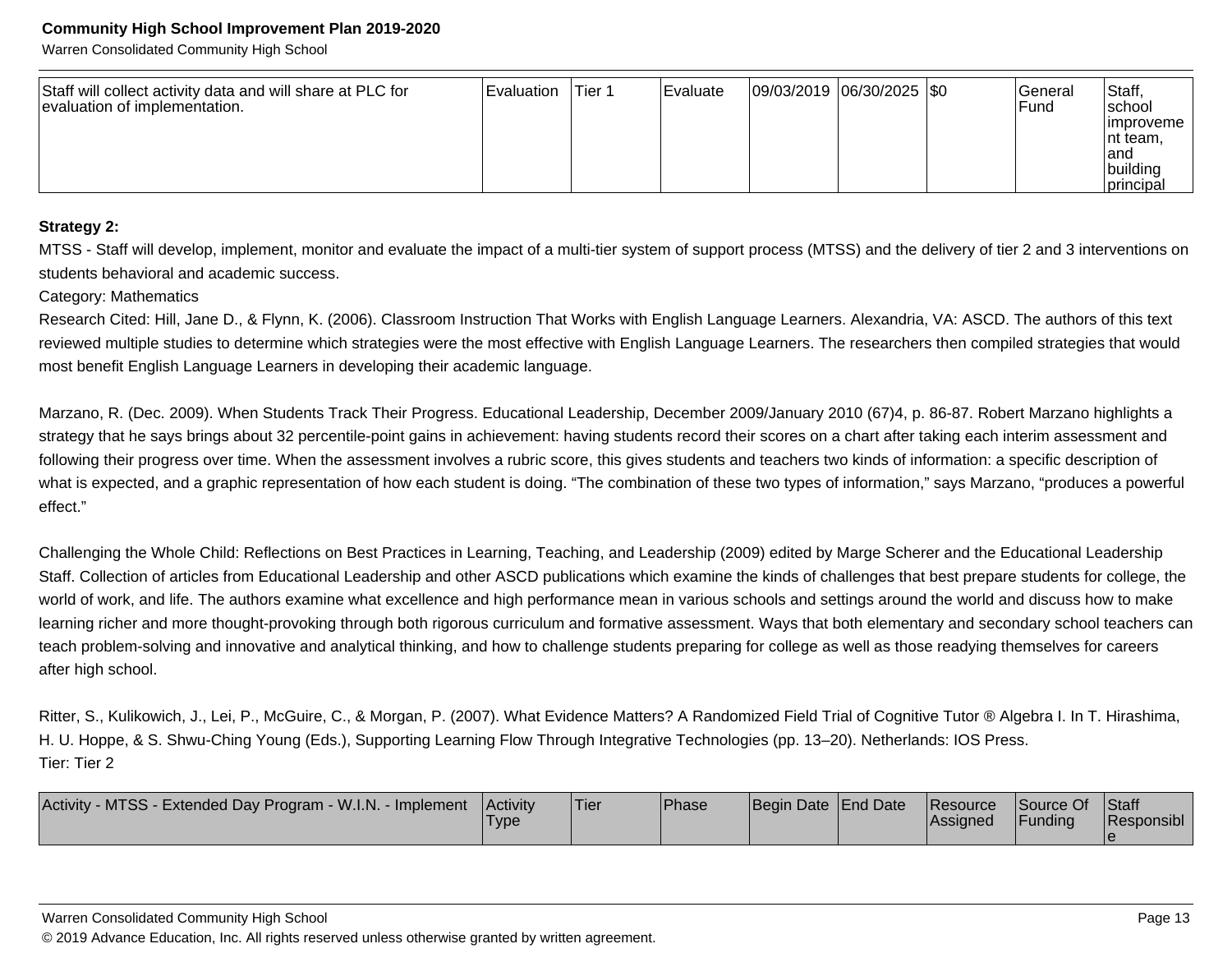| Staff will collect activity data and will share at PLC for evaluation of implementation. | Evaluation | Tier 1 | Evaluate | 09/03/2019 | 06/30/2025 | $0 | General Fund | Staff, school improvement team, and building principal |
|---|---|---|---|---|---|---|---|---|

**Strategy 2:**

MTSS - Staff will develop, implement, monitor and evaluate the impact of a multi-tier system of support process (MTSS) and the delivery of tier 2 and 3 interventions on students behavioral and academic success.

Category: Mathematics

Research Cited: Hill, Jane D., & Flynn, K. (2006). Classroom Instruction That Works with English Language Learners. Alexandria, VA: ASCD. The authors of this text reviewed multiple studies to determine which strategies were the most effective with English Language Learners. The researchers then compiled strategies that would most benefit English Language Learners in developing their academic language.

Marzano, R. (Dec. 2009). When Students Track Their Progress. Educational Leadership, December 2009/January 2010 (67)4, p. 86-87. Robert Marzano highlights a strategy that he says brings about 32 percentile-point gains in achievement: having students record their scores on a chart after taking each interim assessment and following their progress over time. When the assessment involves a rubric score, this gives students and teachers two kinds of information: a specific description of what is expected, and a graphic representation of how each student is doing. "The combination of these two types of information," says Marzano, "produces a powerful effect."

Challenging the Whole Child: Reflections on Best Practices in Learning, Teaching, and Leadership (2009) edited by Marge Scherer and the Educational Leadership Staff. Collection of articles from Educational Leadership and other ASCD publications which examine the kinds of challenges that best prepare students for college, the world of work, and life. The authors examine what excellence and high performance mean in various schools and settings around the world and discuss how to make learning richer and more thought-provoking through both rigorous curriculum and formative assessment. Ways that both elementary and secondary school teachers can teach problem-solving and innovative and analytical thinking, and how to challenge students preparing for college as well as those readying themselves for careers after high school.

Ritter, S., Kulikowich, J., Lei, P., McGuire, C., & Morgan, P. (2007). What Evidence Matters? A Randomized Field Trial of Cognitive Tutor ® Algebra I. In T. Hirashima, H. U. Hoppe, & S. Shwu-Ching Young (Eds.), Supporting Learning Flow Through Integrative Technologies (pp. 13–20). Netherlands: IOS Press.

Tier: Tier 2

| Activity - MTSS - Extended Day Program - W.I.N. - Implement | Activity Type | Tier | Phase | Begin Date | End Date | Resource Assigned | Source Of Funding | Staff Responsible |
|---|---|---|---|---|---|---|---|---|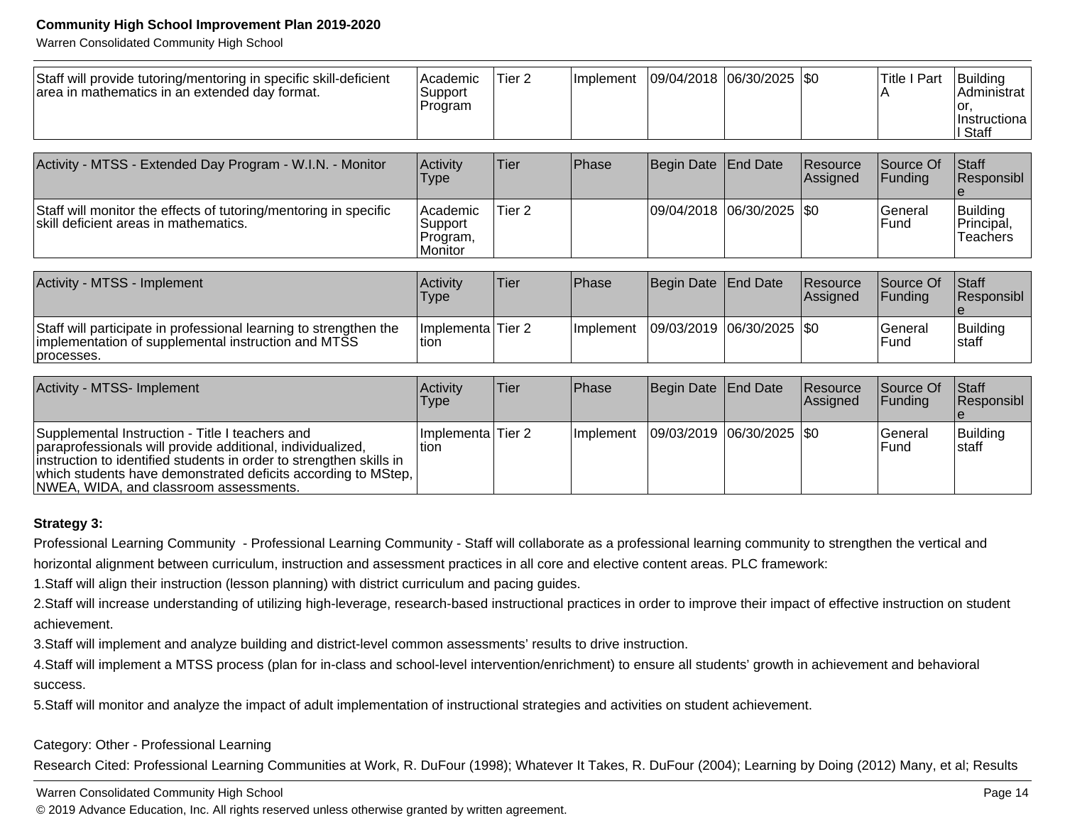| Staff will provide tutoring/mentoring in specific skill-deficient area in mathematics in an extended day format. | Academic Support Program | Tier 2 | Implement | 09/04/2018 | 06/30/2025 | $0 | Title I Part A | Building Administrator, Instructional Staff |
|---|---|---|---|---|---|---|---|---|

| Activity - MTSS - Extended Day Program - W.I.N. - Monitor | Activity Type | Tier | Phase | Begin Date | End Date | Resource Assigned | Source Of Funding | Staff Responsible |
|---|---|---|---|---|---|---|---|---|
| Staff will monitor the effects of tutoring/mentoring in specific skill deficient areas in mathematics. | Academic Support Program, Monitor | Tier 2 | | 09/04/2018 | 06/30/2025 | $0 | General Fund | Building Principal, Teachers |

| Activity - MTSS - Implement | Activity Type | Tier | Phase | Begin Date | End Date | Resource Assigned | Source Of Funding | Staff Responsible |
|---|---|---|---|---|---|---|---|---|
| Staff will participate in professional learning to strengthen the implementation of supplemental instruction and MTSS processes. | Implementation | Tier 2 | Implement | 09/03/2019 | 06/30/2025 | $0 | General Fund | Building staff |

| Activity - MTSS- Implement | Activity Type | Tier | Phase | Begin Date | End Date | Resource Assigned | Source Of Funding | Staff Responsible |
|---|---|---|---|---|---|---|---|---|
| Supplemental Instruction - Title I teachers and paraprofessionals will provide additional, individualized, instruction to identified students in order to strengthen skills in which students have demonstrated deficits according to MStep, NWEA, WIDA, and classroom assessments. | Implementation | Tier 2 | Implement | 09/03/2019 | 06/30/2025 | $0 | General Fund | Building staff |

**Strategy 3:**

Professional Learning Community - Professional Learning Community - Staff will collaborate as a professional learning community to strengthen the vertical and horizontal alignment between curriculum, instruction and assessment practices in all core and elective content areas. PLC framework:

1.Staff will align their instruction (lesson planning) with district curriculum and pacing guides.

2.Staff will increase understanding of utilizing high-leverage, research-based instructional practices in order to improve their impact of effective instruction on student achievement.

3.Staff will implement and analyze building and district-level common assessments' results to drive instruction.

4.Staff will implement a MTSS process (plan for in-class and school-level intervention/enrichment) to ensure all students' growth in achievement and behavioral success.

5.Staff will monitor and analyze the impact of adult implementation of instructional strategies and activities on student achievement.

Category: Other - Professional Learning

Research Cited: Professional Learning Communities at Work, R. DuFour (1998); Whatever It Takes, R. DuFour (2004); Learning by Doing (2012) Many, et al; Results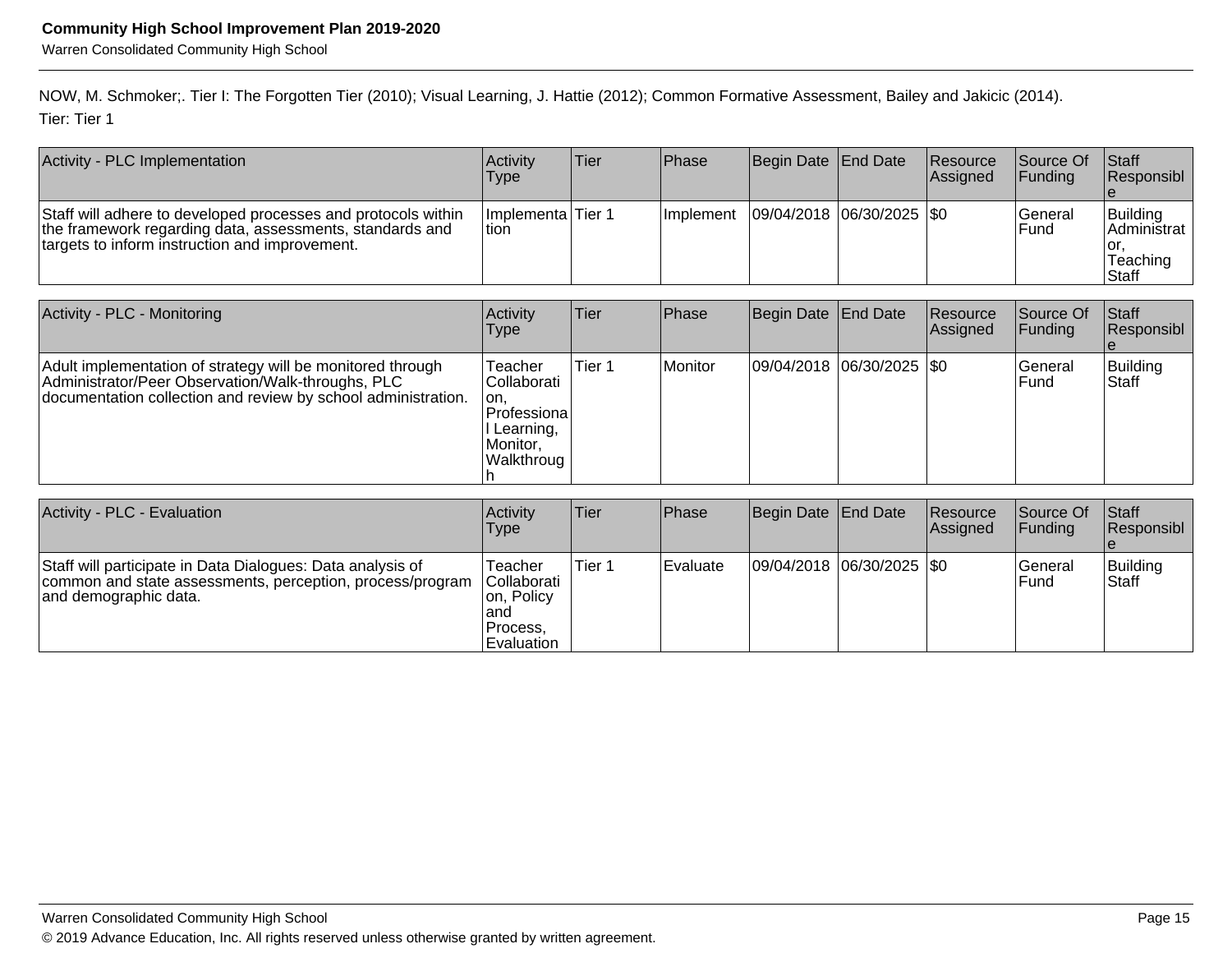NOW, M. Schmoker;. Tier I: The Forgotten Tier (2010); Visual Learning, J. Hattie (2012); Common Formative Assessment, Bailey and Jakicic (2014).

Tier: Tier 1

| Activity - PLC Implementation | Activity Type | Tier | Phase | Begin Date | End Date | Resource Assigned | Source Of Funding | Staff Responsible |
|---|---|---|---|---|---|---|---|---|
| Staff will adhere to developed processes and protocols within the framework regarding data, assessments, standards and targets to inform instruction and improvement. | Implementation | Tier 1 | Implement | 09/04/2018 | 06/30/2025 | $0 | General Fund | Building Administrator, Teaching Staff |

| Activity - PLC - Monitoring | Activity Type | Tier | Phase | Begin Date | End Date | Resource Assigned | Source Of Funding | Staff Responsible |
|---|---|---|---|---|---|---|---|---|
| Adult implementation of strategy will be monitored through Administrator/Peer Observation/Walk-throughs, PLC documentation collection and review by school administration. | Teacher Collaboration, Professional Learning, Monitor, Walkthrough | Tier 1 | Monitor | 09/04/2018 | 06/30/2025 | $0 | General Fund | Building Staff |

| Activity - PLC - Evaluation | Activity Type | Tier | Phase | Begin Date | End Date | Resource Assigned | Source Of Funding | Staff Responsible |
|---|---|---|---|---|---|---|---|---|
| Staff will participate in Data Dialogues: Data analysis of common and state assessments, perception, process/program and demographic data. | Teacher Collaboration, Policy and Process, Evaluation | Tier 1 | Evaluate | 09/04/2018 | 06/30/2025 | $0 | General Fund | Building Staff |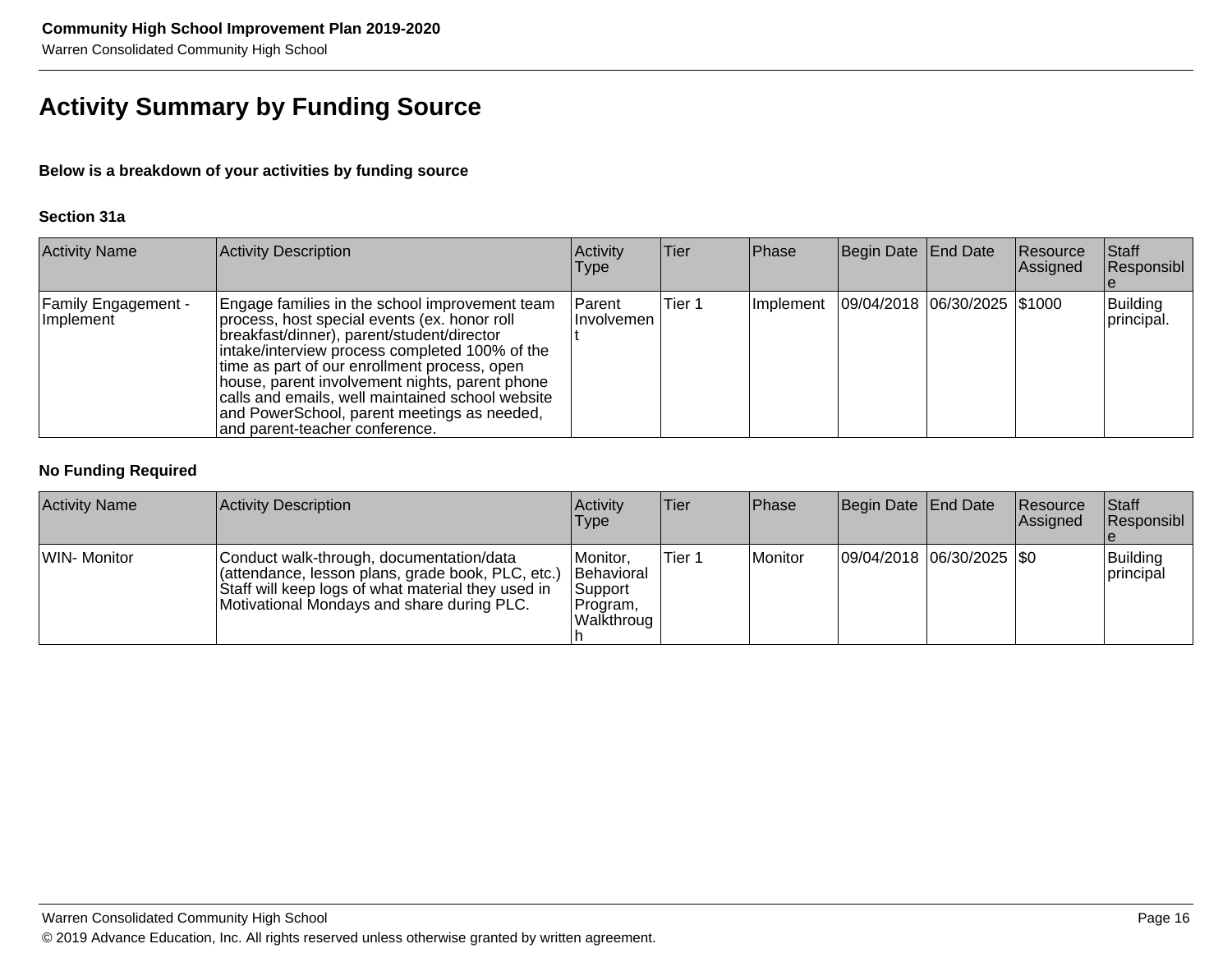## Activity Summary by Funding Source

**Below is a breakdown of your activities by funding source**

**Section 31a**

| Activity Name | Activity Description | Activity Type | Tier | Phase | Begin Date | End Date | Resource Assigned | Staff Responsible |
|---|---|---|---|---|---|---|---|---|
| Family Engagement - Implement | Engage families in the school improvement team process, host special events (ex. honor roll breakfast/dinner), parent/student/director intake/interview process completed 100% of the time as part of our enrollment process, open house, parent involvement nights, parent phone calls and emails, well maintained school website and PowerSchool, parent meetings as needed, and parent-teacher conference. | Parent Involvement | Tier 1 | Implement | 09/04/2018 | 06/30/2025 | $1000 | Building principal. |

**No Funding Required**

| Activity Name | Activity Description | Activity Type | Tier | Phase | Begin Date | End Date | Resource Assigned | Staff Responsible |
|---|---|---|---|---|---|---|---|---|
| WIN- Monitor | Conduct walk-through, documentation/data (attendance, lesson plans, grade book, PLC, etc.) Staff will keep logs of what material they used in Motivational Mondays and share during PLC. | Monitor, Behavioral Support Program, Walkthrough | Tier 1 | Monitor | 09/04/2018 | 06/30/2025 | $0 | Building principal |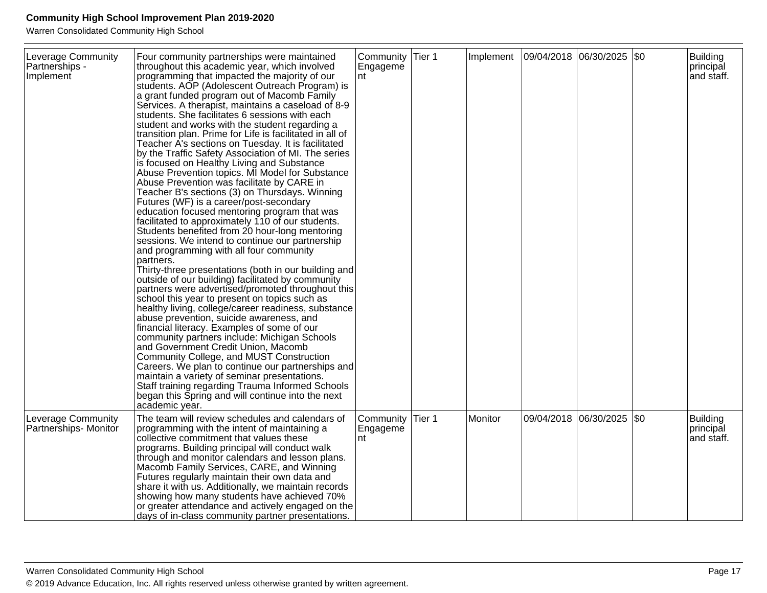| | | | | | | | | |
|---|---|---|---|---|---|---|---|---|
| Leverage Community Partnerships - Implement | Four community partnerships were maintained throughout this academic year, which involved programming that impacted the majority of our students. AOP (Adolescent Outreach Program) is a grant funded program out of Macomb Family Services. A therapist, maintains a caseload of 8-9 students. She facilitates 6 sessions with each student and works with the student regarding a transition plan. Prime for Life is facilitated in all of Teacher A's sections on Tuesday. It is facilitated by the Traffic Safety Association of MI. The series is focused on Healthy Living and Substance Abuse Prevention topics. MI Model for Substance Abuse Prevention was facilitate by CARE in Teacher B's sections (3) on Thursdays. Winning Futures (WF) is a career/post-secondary education focused mentoring program that was facilitated to approximately 110 of our students. Students benefited from 20 hour-long mentoring sessions. We intend to continue our partnership and programming with all four community partners.<br>Thirty-three presentations (both in our building and outside of our building) facilitated by community partners were advertised/promoted throughout this school this year to present on topics such as healthy living, college/career readiness, substance abuse prevention, suicide awareness, and financial literacy. Examples of some of our community partners include: Michigan Schools and Government Credit Union, Macomb Community College, and MUST Construction Careers. We plan to continue our partnerships and maintain a variety of seminar presentations.<br>Staff training regarding Trauma Informed Schools began this Spring and will continue into the next academic year. | Community Engagement | Tier 1 | Implement | 09/04/2018 | 06/30/2025 | $0 | Building principal and staff. |
| Leverage Community Partnerships- Monitor | The team will review schedules and calendars of programming with the intent of maintaining a collective commitment that values these programs. Building principal will conduct walk through and monitor calendars and lesson plans. Macomb Family Services, CARE, and Winning Futures regularly maintain their own data and share it with us. Additionally, we maintain records showing how many students have achieved 70% or greater attendance and actively engaged on the days of in-class community partner presentations. | Community Engagement | Tier 1 | Monitor | 09/04/2018 | 06/30/2025 | $0 | Building principal and staff. |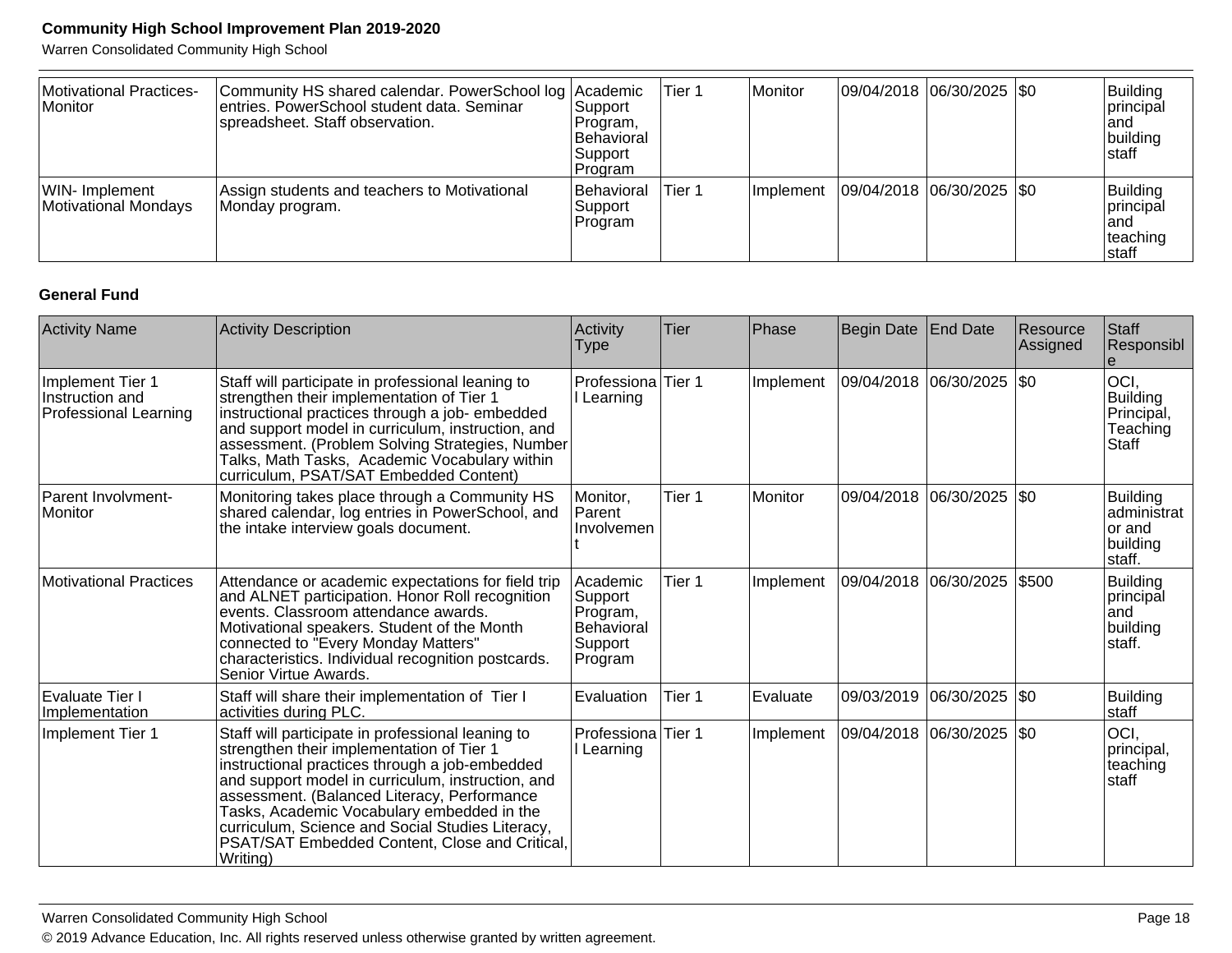| Activity Name | Activity Description | Activity Type | Tier | Phase | Begin Date | End Date | Resource Assigned | Staff Responsible |
|---|---|---|---|---|---|---|---|---|
| Motivational Practices-Monitor | Community HS shared calendar. PowerSchool log entries. PowerSchool student data. Seminar spreadsheet. Staff observation. | Academic Support Program, Behavioral Support Program | Tier 1 | Monitor | 09/04/2018 | 06/30/2025 | $0 | Building principal and building staff |
| WIN- Implement Motivational Mondays | Assign students and teachers to Motivational Monday program. | Behavioral Support Program | Tier 1 | Implement | 09/04/2018 | 06/30/2025 | $0 | Building principal and teaching staff |

**General Fund**

| Activity Name | Activity Description | Activity Type | Tier | Phase | Begin Date | End Date | Resource Assigned | Staff Responsible |
|---|---|---|---|---|---|---|---|---|
| Implement Tier 1 Instruction and Professional Learning | Staff will participate in professional leaning to strengthen their implementation of Tier 1 instructional practices through a job- embedded and support model in curriculum, instruction, and assessment. (Problem Solving Strategies, Number Talks, Math Tasks, Academic Vocabulary within curriculum, PSAT/SAT Embedded Content) | Professional Learning | Tier 1 | Implement | 09/04/2018 | 06/30/2025 | $0 | OCI, Building Principal, Teaching Staff |
| Parent Involvment-Monitor | Monitoring takes place through a Community HS shared calendar, log entries in PowerSchool, and the intake interview goals document. | Monitor, Parent Involvement | Tier 1 | Monitor | 09/04/2018 | 06/30/2025 | $0 | Building administrator and building staff. |
| Motivational Practices | Attendance or academic expectations for field trip and ALNET participation. Honor Roll recognition events. Classroom attendance awards. Motivational speakers. Student of the Month connected to "Every Monday Matters" characteristics. Individual recognition postcards. Senior Virtue Awards. | Academic Support Program, Behavioral Support Program | Tier 1 | Implement | 09/04/2018 | 06/30/2025 | $500 | Building principal and building staff. |
| Evaluate Tier I Implementation | Staff will share their implementation of Tier I activities during PLC. | Evaluation | Tier 1 | Evaluate | 09/03/2019 | 06/30/2025 | $0 | Building staff |
| Implement Tier 1 | Staff will participate in professional leaning to strengthen their implementation of Tier 1 instructional practices through a job-embedded and support model in curriculum, instruction, and assessment. (Balanced Literacy, Performance Tasks, Academic Vocabulary embedded in the curriculum, Science and Social Studies Literacy, PSAT/SAT Embedded Content, Close and Critical, Writing) | Professional Learning | Tier 1 | Implement | 09/04/2018 | 06/30/2025 | $0 | OCI, principal, teaching staff |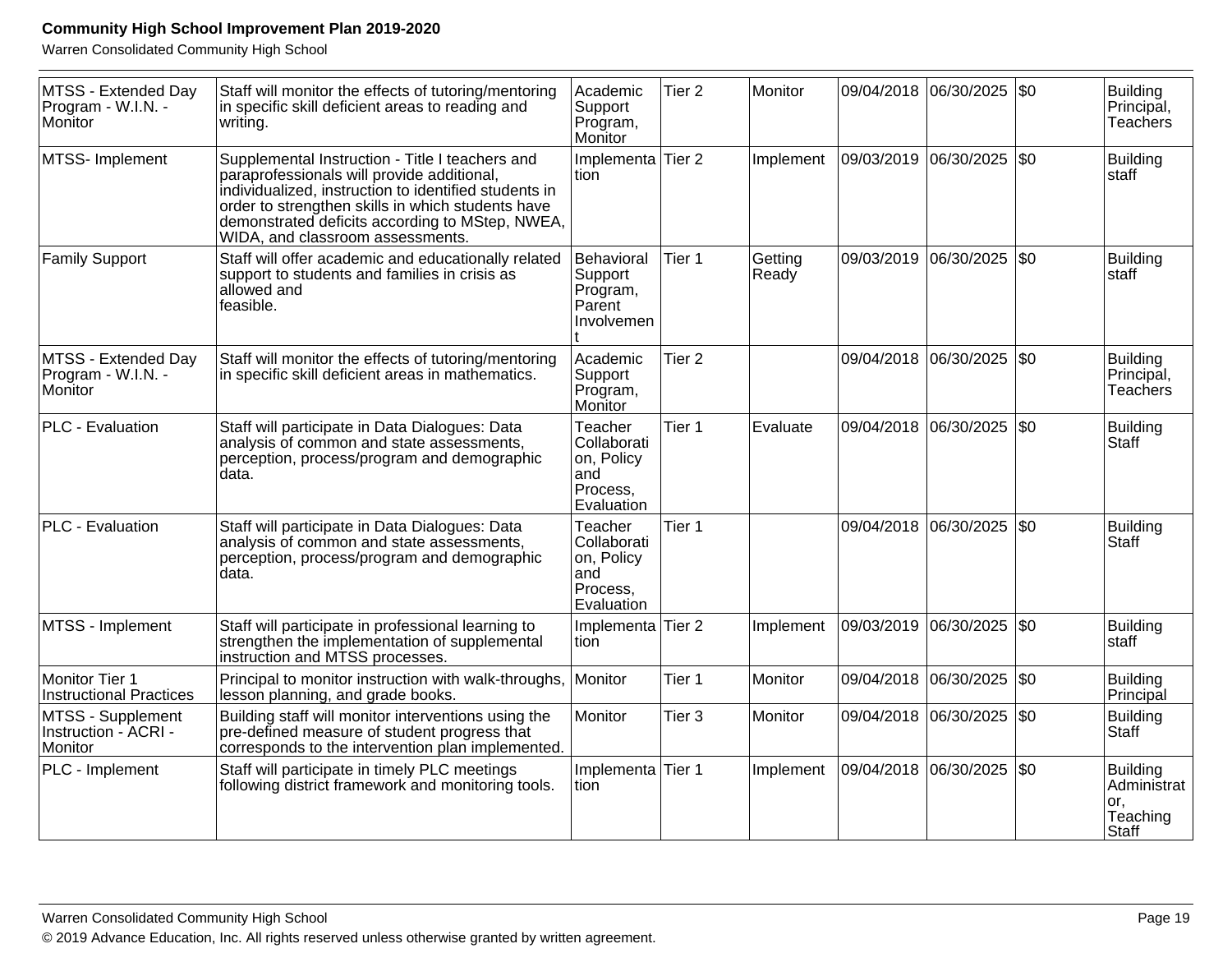| MTSS - Extended Day Program - W.I.N. - Monitor | Staff will monitor the effects of tutoring/mentoring in specific skill deficient areas to reading and writing. | Academic Support Program, Monitor | Tier 2 | Monitor | 09/04/2018 | 06/30/2025 | $0 | Building Principal, Teachers |
|---|---|---|---|---|---|---|---|---|
| MTSS- Implement | Supplemental Instruction - Title I teachers and paraprofessionals will provide additional, individualized, instruction to identified students in order to strengthen skills in which students have demonstrated deficits according to MStep, NWEA, WIDA, and classroom assessments. | Implementation | Tier 2 | Implement | 09/03/2019 | 06/30/2025 | $0 | Building staff |
| Family Support | Staff will offer academic and educationally related support to students and families in crisis as allowed and feasible. | Behavioral Support Program, Parent Involvement | Tier 1 | Getting Ready | 09/03/2019 | 06/30/2025 | $0 | Building staff |
| MTSS - Extended Day Program - W.I.N. - Monitor | Staff will monitor the effects of tutoring/mentoring in specific skill deficient areas in mathematics. | Academic Support Program, Monitor | Tier 2 | | 09/04/2018 | 06/30/2025 | $0 | Building Principal, Teachers |
| PLC - Evaluation | Staff will participate in Data Dialogues: Data analysis of common and state assessments, perception, process/program and demographic data. | Teacher Collaboration, Policy and Process, Evaluation | Tier 1 | Evaluate | 09/04/2018 | 06/30/2025 | $0 | Building Staff |
| PLC - Evaluation | Staff will participate in Data Dialogues: Data analysis of common and state assessments, perception, process/program and demographic data. | Teacher Collaboration, Policy and Process, Evaluation | Tier 1 | | 09/04/2018 | 06/30/2025 | $0 | Building Staff |
| MTSS - Implement | Staff will participate in professional learning to strengthen the implementation of supplemental instruction and MTSS processes. | Implementation | Tier 2 | Implement | 09/03/2019 | 06/30/2025 | $0 | Building staff |
| Monitor Tier 1 Instructional Practices | Principal to monitor instruction with walk-throughs, lesson planning, and grade books. | Monitor | Tier 1 | Monitor | 09/04/2018 | 06/30/2025 | $0 | Building Principal |
| MTSS - Supplement Instruction - ACRI - Monitor | Building staff will monitor interventions using the pre-defined measure of student progress that corresponds to the intervention plan implemented. | Monitor | Tier 3 | Monitor | 09/04/2018 | 06/30/2025 | $0 | Building Staff |
| PLC - Implement | Staff will participate in timely PLC meetings following district framework and monitoring tools. | Implementation | Tier 1 | Implement | 09/04/2018 | 06/30/2025 | $0 | Building Administrator, Teaching Staff |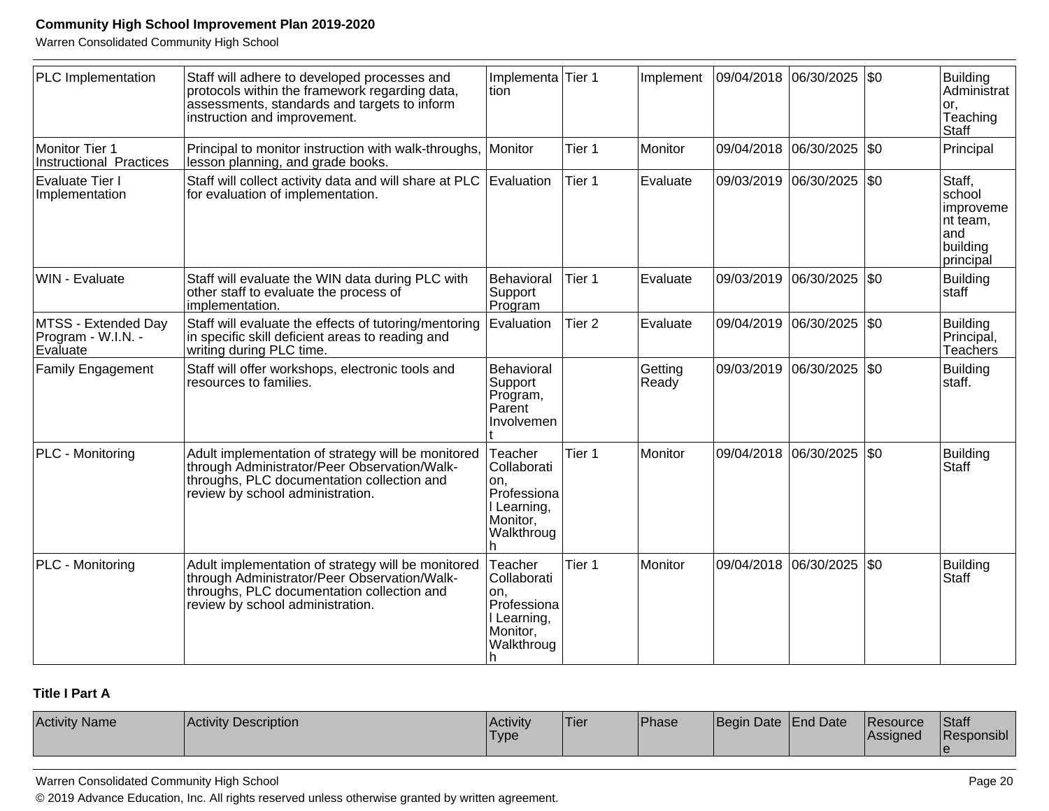| PLC Implementation | Staff will adhere to developed processes and protocols within the framework regarding data, assessments, standards and targets to inform instruction and improvement. | Implementation | Tier 1 | Implement | 09/04/2018 | 06/30/2025 | $0 | Building Administrator, Teaching Staff |
|---|---|---|---|---|---|---|---|---|
| Monitor Tier 1 Instructional Practices | Principal to monitor instruction with walk-throughs, lesson planning, and grade books. | Monitor | Tier 1 | Monitor | 09/04/2018 | 06/30/2025 | $0 | Principal |
| Evaluate Tier I Implementation | Staff will collect activity data and will share at PLC for evaluation of implementation. | Evaluation | Tier 1 | Evaluate | 09/03/2019 | 06/30/2025 | $0 | Staff, school improvement team, and building principal |
| WIN - Evaluate | Staff will evaluate the WIN data during PLC with other staff to evaluate the process of implementation. | Behavioral Support Program | Tier 1 | Evaluate | 09/03/2019 | 06/30/2025 | $0 | Building staff |
| MTSS - Extended Day Program - W.I.N. - Evaluate | Staff will evaluate the effects of tutoring/mentoring in specific skill deficient areas to reading and writing during PLC time. | Evaluation | Tier 2 | Evaluate | 09/04/2019 | 06/30/2025 | $0 | Building Principal, Teachers |
| Family Engagement | Staff will offer workshops, electronic tools and resources to families. | Behavioral Support Program, Parent Involvement | | Getting Ready | 09/03/2019 | 06/30/2025 | $0 | Building staff. |
| PLC - Monitoring | Adult implementation of strategy will be monitored through Administrator/Peer Observation/Walk-throughs, PLC documentation collection and review by school administration. | Teacher Collaboration, Professional Learning, Monitor, Walkthrough | Tier 1 | Monitor | 09/04/2018 | 06/30/2025 | $0 | Building Staff |
| PLC - Monitoring | Adult implementation of strategy will be monitored through Administrator/Peer Observation/Walk-throughs, PLC documentation collection and review by school administration. | Teacher Collaboration, Professional Learning, Monitor, Walkthrough | Tier 1 | Monitor | 09/04/2018 | 06/30/2025 | $0 | Building Staff |

**Title I Part A**

| Activity Name | Activity Description | Activity Type | Tier | Phase | Begin Date | End Date | Resource Assigned | Staff Responsible |
|---|---|---|---|---|---|---|---|---|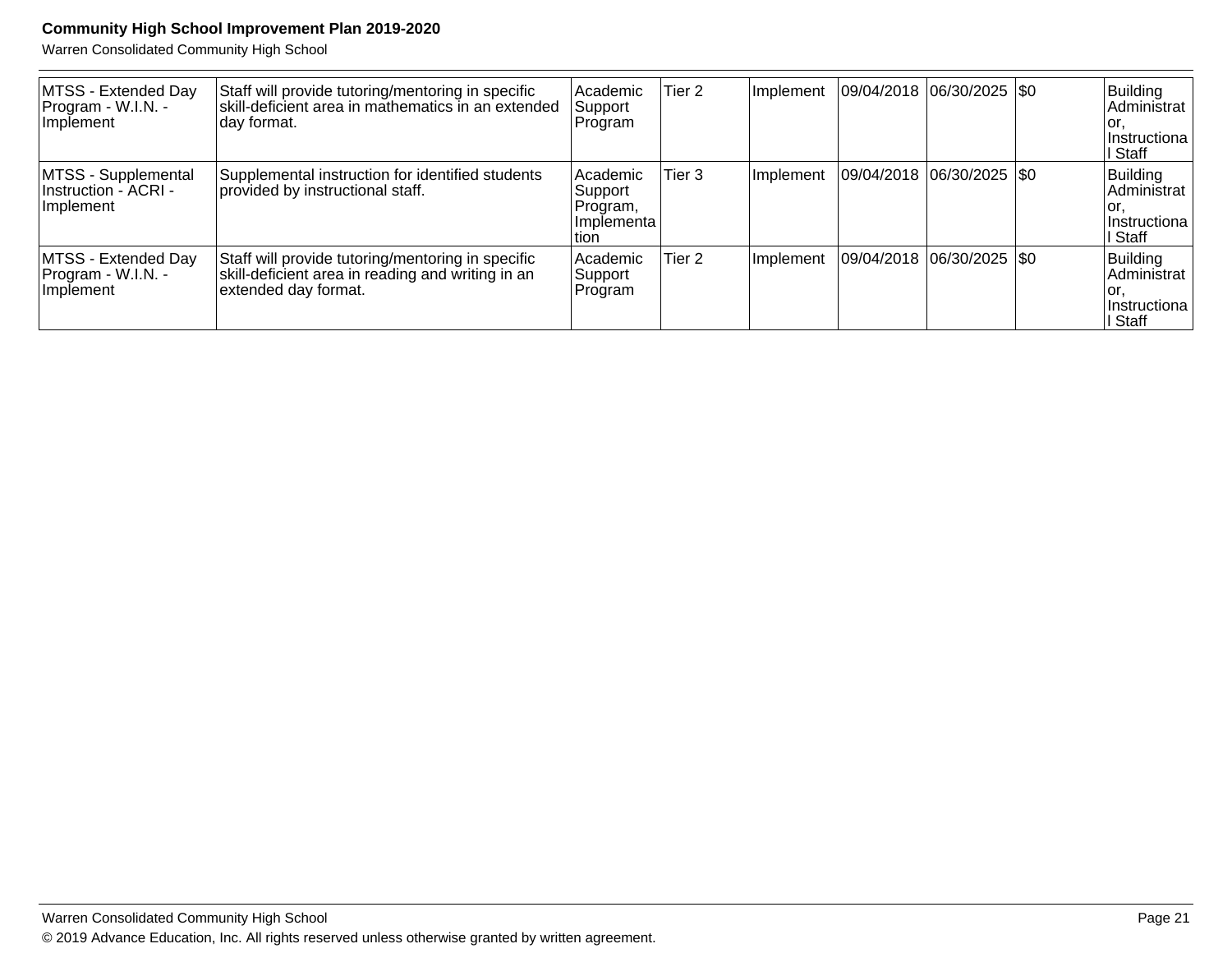| | | | | | | | | |
|---|---|---|---|---|---|---|---|---|
| MTSS - Extended Day Program - W.I.N. - Implement | Staff will provide tutoring/mentoring in specific skill-deficient area in mathematics in an extended day format. | Academic Support Program | Tier 2 | Implement | 09/04/2018 | 06/30/2025 | $0 | Building Administrator, Instructional Staff |
| MTSS - Supplemental Instruction - ACRI - Implement | Supplemental instruction for identified students provided by instructional staff. | Academic Support Program, Implementation | Tier 3 | Implement | 09/04/2018 | 06/30/2025 | $0 | Building Administrator, Instructional Staff |
| MTSS - Extended Day Program - W.I.N. - Implement | Staff will provide tutoring/mentoring in specific skill-deficient area in reading and writing in an extended day format. | Academic Support Program | Tier 2 | Implement | 09/04/2018 | 06/30/2025 | $0 | Building Administrator, Instructional Staff |